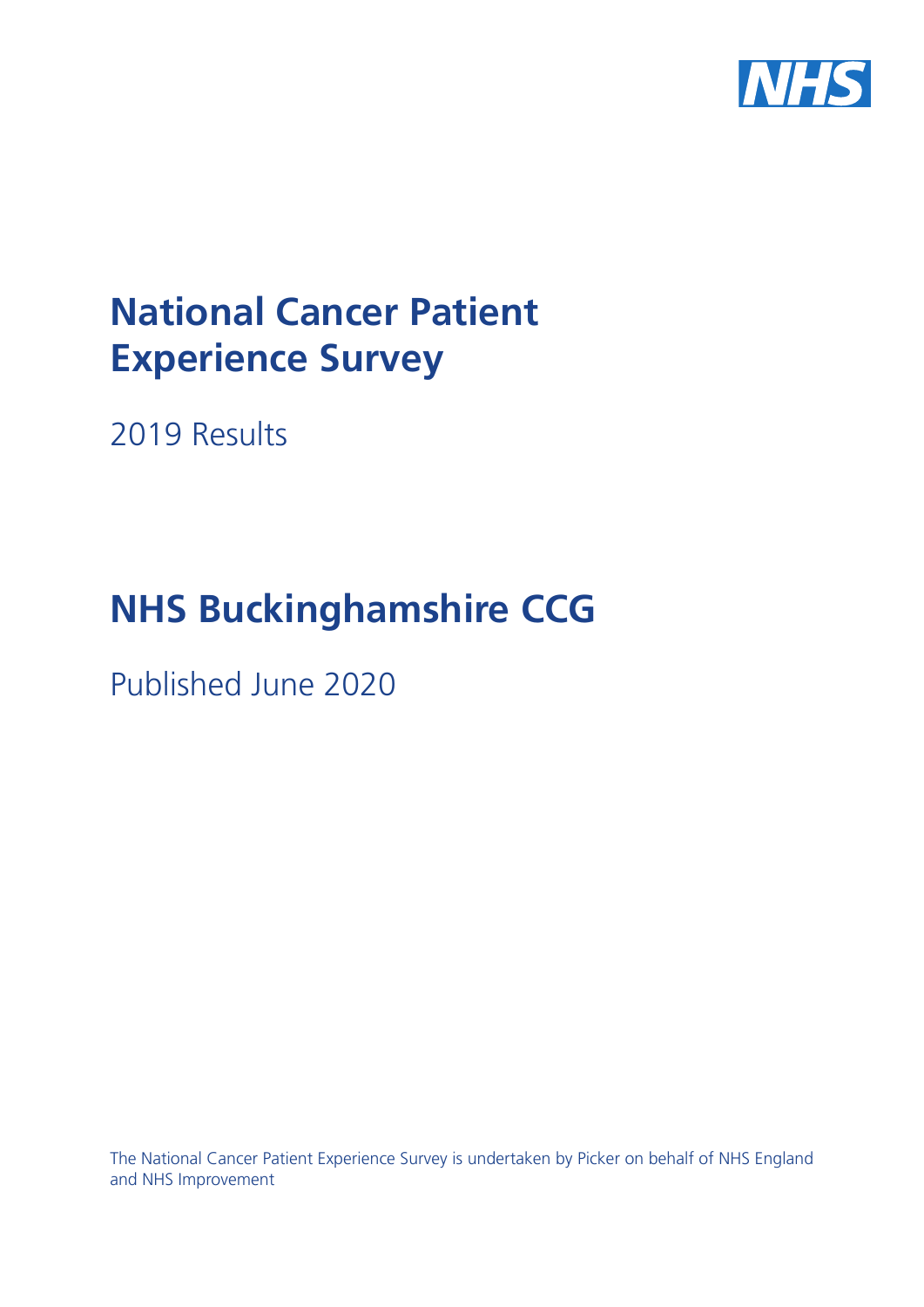# National Cancer Patient Experience Survey

2019 Results

# NHS Buckinghamshire CCG

Published June 2020

The National Cancer Patient Experience Survey is undertaken by Picker on behalf of NHS England and NHS Improvement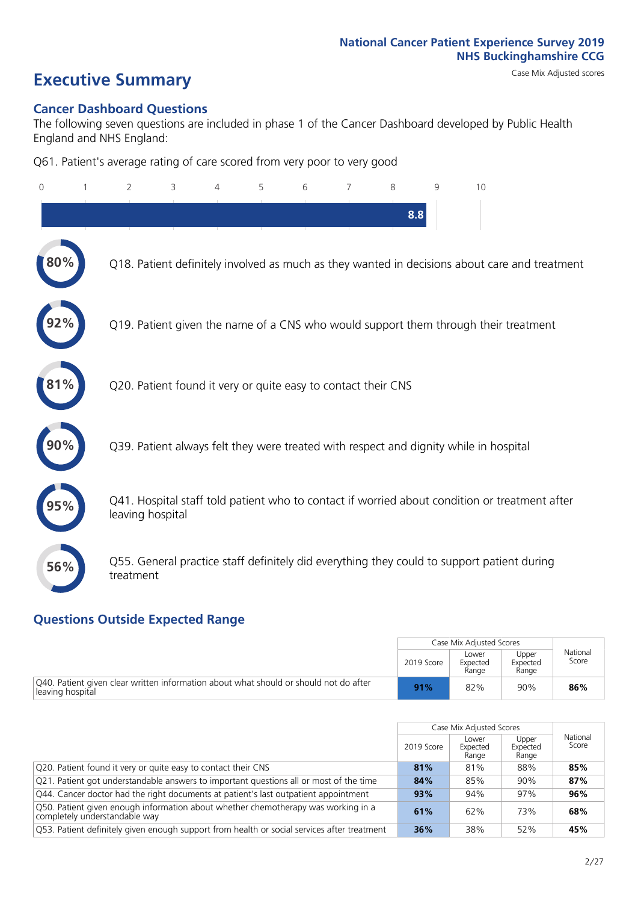National Cancer Patient Experience Survey 2019
NHS Buckinghamshire CCG

# Executive Summary

Case Mix Adjusted scores

## Cancer Dashboard Questions

The following seven questions are included in phase 1 of the Cancer Dashboard developed by Public Health England and NHS England:

Q61. Patient's average rating of care scored from very poor to very good

8.8

- 80% Q18. Patient definitely involved as much as they wanted in decisions about care and treatment
- 92% Q19. Patient given the name of a CNS who would support them through their treatment
- 81% Q20. Patient found it very or quite easy to contact their CNS
- 90% Q39. Patient always felt they were treated with respect and dignity while in hospital
- 95% Q41. Hospital staff told patient who to contact if worried about condition or treatment after leaving hospital
- 56% Q55. General practice staff definitely did everything they could to support patient during treatment

## Questions Outside Expected Range

| | Case Mix Adjusted Scores | | | National Score |
|---|---|---|---|---|
| | 2019 Score | Lower Expected Range | Upper Expected Range | |
| Q40. Patient given clear written information about what should or should not do after leaving hospital | **91%** | 82% | 90% | **86%** |

| | Case Mix Adjusted Scores | | | National Score |
|---|---|---|---|---|
| | 2019 Score | Lower Expected Range | Upper Expected Range | |
| Q20. Patient found it very or quite easy to contact their CNS | **81%** | 81% | 88% | **85%** |
| Q21. Patient got understandable answers to important questions all or most of the time | **84%** | 85% | 90% | **87%** |
| Q44. Cancer doctor had the right documents at patient's last outpatient appointment | **93%** | 94% | 97% | **96%** |
| Q50. Patient given enough information about whether chemotherapy was working in a completely understandable way | **61%** | 62% | 73% | **68%** |
| Q53. Patient definitely given enough support from health or social services after treatment | **36%** | 38% | 52% | **45%** |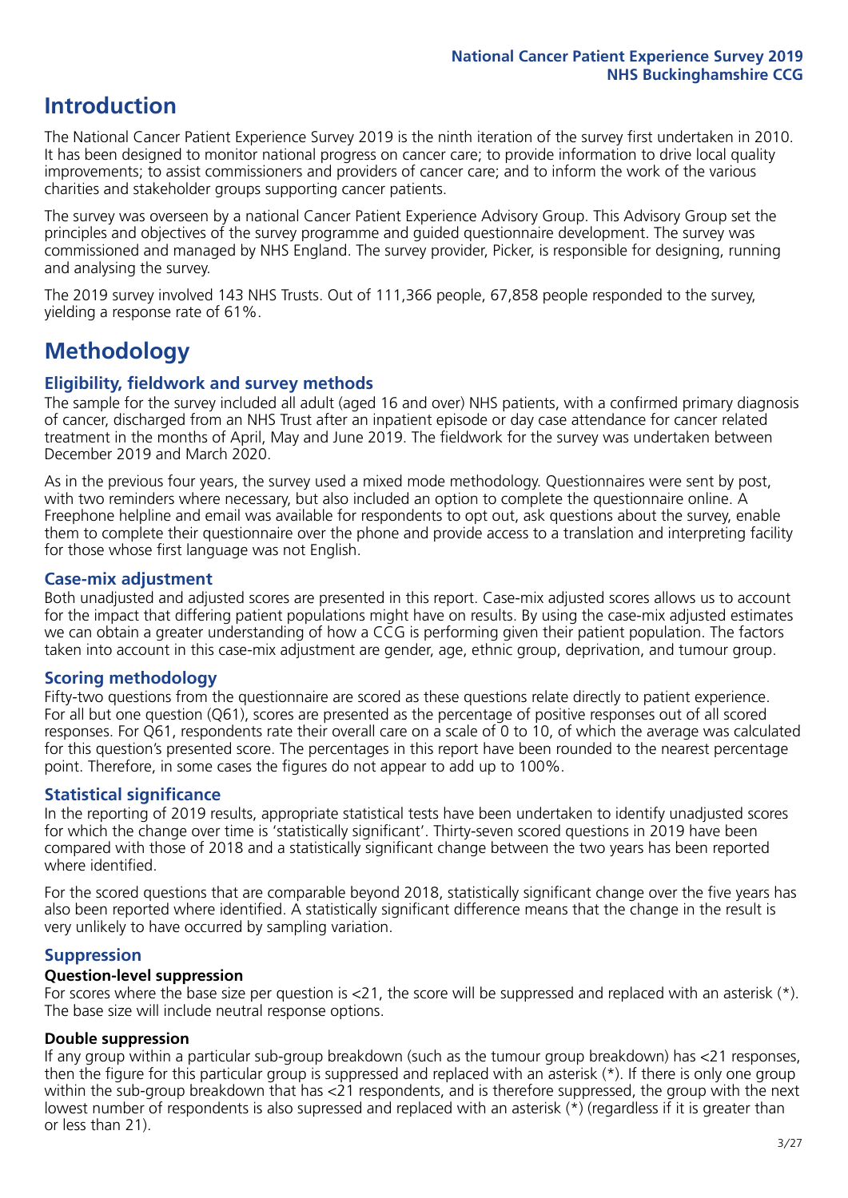# Introduction

The National Cancer Patient Experience Survey 2019 is the ninth iteration of the survey first undertaken in 2010. It has been designed to monitor national progress on cancer care; to provide information to drive local quality improvements; to assist commissioners and providers of cancer care; and to inform the work of the various charities and stakeholder groups supporting cancer patients.

The survey was overseen by a national Cancer Patient Experience Advisory Group. This Advisory Group set the principles and objectives of the survey programme and guided questionnaire development. The survey was commissioned and managed by NHS England. The survey provider, Picker, is responsible for designing, running and analysing the survey.

The 2019 survey involved 143 NHS Trusts. Out of 111,366 people, 67,858 people responded to the survey, yielding a response rate of 61%.

# Methodology

## Eligibility, fieldwork and survey methods

The sample for the survey included all adult (aged 16 and over) NHS patients, with a confirmed primary diagnosis of cancer, discharged from an NHS Trust after an inpatient episode or day case attendance for cancer related treatment in the months of April, May and June 2019. The fieldwork for the survey was undertaken between December 2019 and March 2020.

As in the previous four years, the survey used a mixed mode methodology. Questionnaires were sent by post, with two reminders where necessary, but also included an option to complete the questionnaire online. A Freephone helpline and email was available for respondents to opt out, ask questions about the survey, enable them to complete their questionnaire over the phone and provide access to a translation and interpreting facility for those whose first language was not English.

## Case-mix adjustment

Both unadjusted and adjusted scores are presented in this report. Case-mix adjusted scores allows us to account for the impact that differing patient populations might have on results. By using the case-mix adjusted estimates we can obtain a greater understanding of how a CCG is performing given their patient population. The factors taken into account in this case-mix adjustment are gender, age, ethnic group, deprivation, and tumour group.

## Scoring methodology

Fifty-two questions from the questionnaire are scored as these questions relate directly to patient experience. For all but one question (Q61), scores are presented as the percentage of positive responses out of all scored responses. For Q61, respondents rate their overall care on a scale of 0 to 10, of which the average was calculated for this question's presented score. The percentages in this report have been rounded to the nearest percentage point. Therefore, in some cases the figures do not appear to add up to 100%.

## Statistical significance

In the reporting of 2019 results, appropriate statistical tests have been undertaken to identify unadjusted scores for which the change over time is 'statistically significant'. Thirty-seven scored questions in 2019 have been compared with those of 2018 and a statistically significant change between the two years has been reported where identified.

For the scored questions that are comparable beyond 2018, statistically significant change over the five years has also been reported where identified. A statistically significant difference means that the change in the result is very unlikely to have occurred by sampling variation.

## Suppression

### Question-level suppression

For scores where the base size per question is <21, the score will be suppressed and replaced with an asterisk (*). The base size will include neutral response options.

### Double suppression

If any group within a particular sub-group breakdown (such as the tumour group breakdown) has <21 responses, then the figure for this particular group is suppressed and replaced with an asterisk (*). If there is only one group within the sub-group breakdown that has <21 respondents, and is therefore suppressed, the group with the next lowest number of respondents is also supressed and replaced with an asterisk (*) (regardless if it is greater than or less than 21).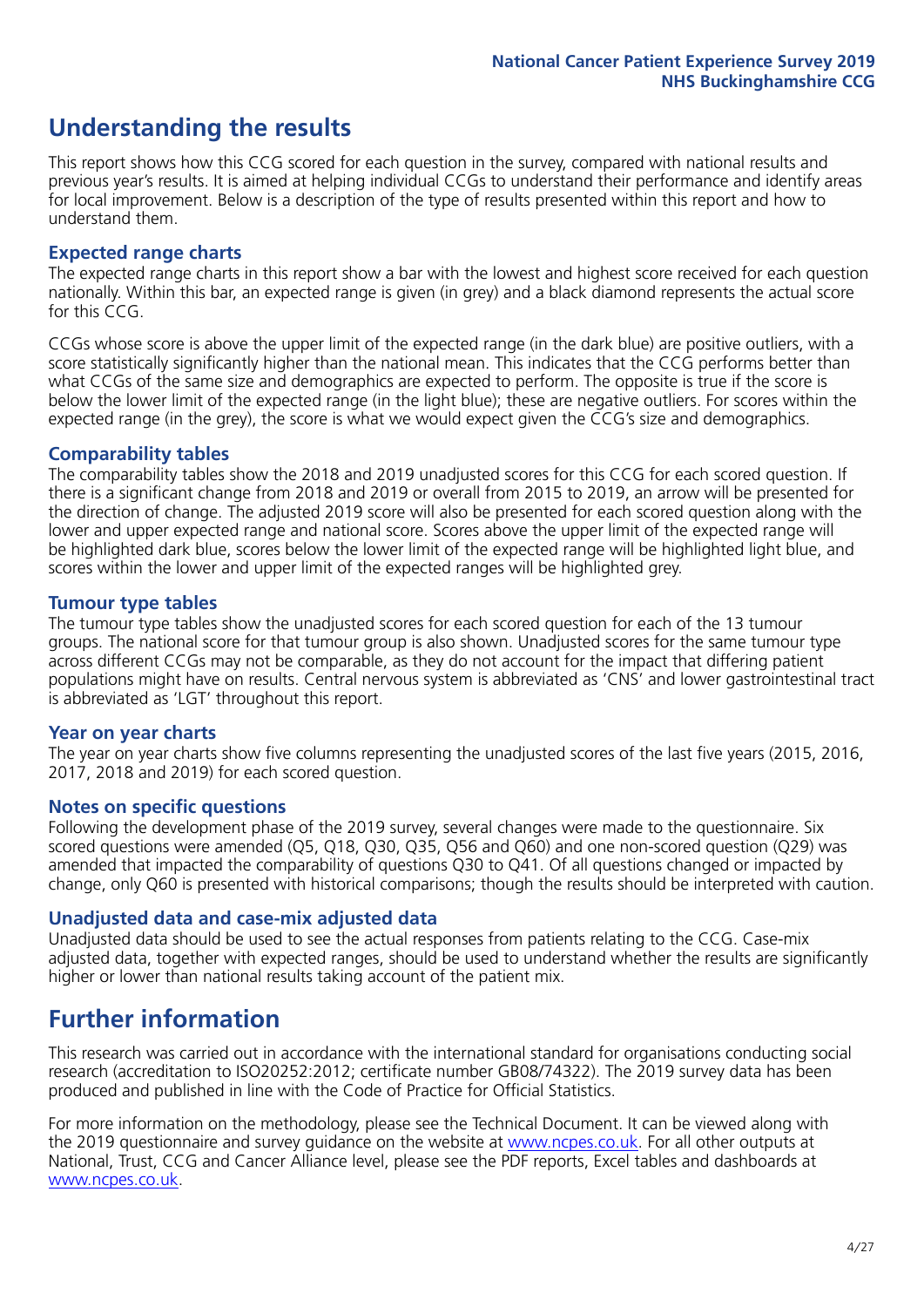# Understanding the results

This report shows how this CCG scored for each question in the survey, compared with national results and previous year's results. It is aimed at helping individual CCGs to understand their performance and identify areas for local improvement. Below is a description of the type of results presented within this report and how to understand them.

## Expected range charts

The expected range charts in this report show a bar with the lowest and highest score received for each question nationally. Within this bar, an expected range is given (in grey) and a black diamond represents the actual score for this CCG.

CCGs whose score is above the upper limit of the expected range (in the dark blue) are positive outliers, with a score statistically significantly higher than the national mean. This indicates that the CCG performs better than what CCGs of the same size and demographics are expected to perform. The opposite is true if the score is below the lower limit of the expected range (in the light blue); these are negative outliers. For scores within the expected range (in the grey), the score is what we would expect given the CCG's size and demographics.

## Comparability tables

The comparability tables show the 2018 and 2019 unadjusted scores for this CCG for each scored question. If there is a significant change from 2018 and 2019 or overall from 2015 to 2019, an arrow will be presented for the direction of change. The adjusted 2019 score will also be presented for each scored question along with the lower and upper expected range and national score. Scores above the upper limit of the expected range will be highlighted dark blue, scores below the lower limit of the expected range will be highlighted light blue, and scores within the lower and upper limit of the expected ranges will be highlighted grey.

## Tumour type tables

The tumour type tables show the unadjusted scores for each scored question for each of the 13 tumour groups. The national score for that tumour group is also shown. Unadjusted scores for the same tumour type across different CCGs may not be comparable, as they do not account for the impact that differing patient populations might have on results. Central nervous system is abbreviated as 'CNS' and lower gastrointestinal tract is abbreviated as 'LGT' throughout this report.

## Year on year charts

The year on year charts show five columns representing the unadjusted scores of the last five years (2015, 2016, 2017, 2018 and 2019) for each scored question.

## Notes on specific questions

Following the development phase of the 2019 survey, several changes were made to the questionnaire. Six scored questions were amended (Q5, Q18, Q30, Q35, Q56 and Q60) and one non-scored question (Q29) was amended that impacted the comparability of questions Q30 to Q41. Of all questions changed or impacted by change, only Q60 is presented with historical comparisons; though the results should be interpreted with caution.

## Unadjusted data and case-mix adjusted data

Unadjusted data should be used to see the actual responses from patients relating to the CCG. Case-mix adjusted data, together with expected ranges, should be used to understand whether the results are significantly higher or lower than national results taking account of the patient mix.

# Further information

This research was carried out in accordance with the international standard for organisations conducting social research (accreditation to ISO20252:2012; certificate number GB08/74322). The 2019 survey data has been produced and published in line with the Code of Practice for Official Statistics.

For more information on the methodology, please see the Technical Document. It can be viewed along with the 2019 questionnaire and survey guidance on the website at www.ncpes.co.uk. For all other outputs at National, Trust, CCG and Cancer Alliance level, please see the PDF reports, Excel tables and dashboards at www.ncpes.co.uk.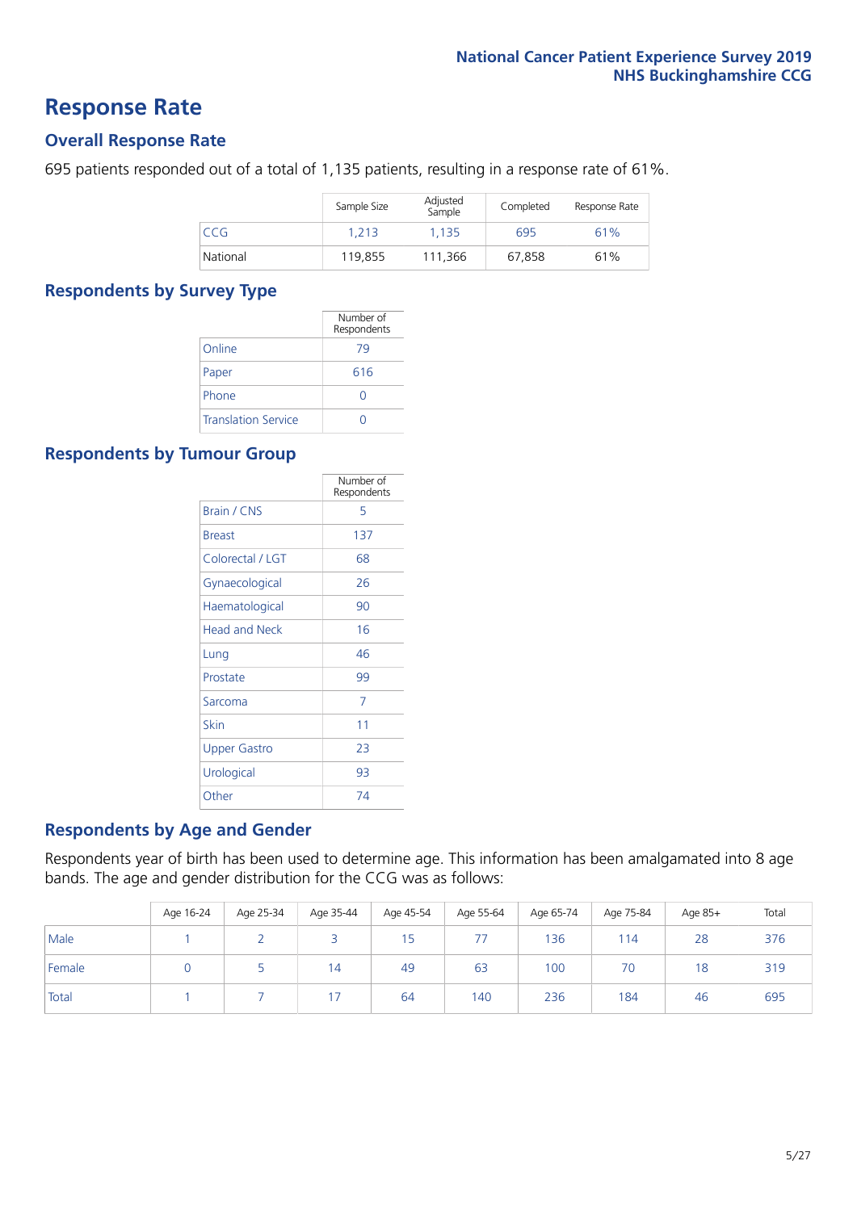# Response Rate

## Overall Response Rate

695 patients responded out of a total of 1,135 patients, resulting in a response rate of 61%.

| | Sample Size | Adjusted Sample | Completed | Response Rate |
|---|---|---|---|---|
| CCG | 1,213 | 1,135 | 695 | 61% |
| National | 119,855 | 111,366 | 67,858 | 61% |

## Respondents by Survey Type

| | Number of Respondents |
|---|---|
| Online | 79 |
| Paper | 616 |
| Phone | 0 |
| Translation Service | 0 |

## Respondents by Tumour Group

| | Number of Respondents |
|---|---|
| Brain / CNS | 5 |
| Breast | 137 |
| Colorectal / LGT | 68 |
| Gynaecological | 26 |
| Haematological | 90 |
| Head and Neck | 16 |
| Lung | 46 |
| Prostate | 99 |
| Sarcoma | 7 |
| Skin | 11 |
| Upper Gastro | 23 |
| Urological | 93 |
| Other | 74 |

## Respondents by Age and Gender

Respondents year of birth has been used to determine age. This information has been amalgamated into 8 age bands. The age and gender distribution for the CCG was as follows:

| | Age 16-24 | Age 25-34 | Age 35-44 | Age 45-54 | Age 55-64 | Age 65-74 | Age 75-84 | Age 85+ | Total |
|---|---|---|---|---|---|---|---|---|---|
| Male | 1 | 2 | 3 | 15 | 77 | 136 | 114 | 28 | 376 |
| Female | 0 | 5 | 14 | 49 | 63 | 100 | 70 | 18 | 319 |
| Total | 1 | 7 | 17 | 64 | 140 | 236 | 184 | 46 | 695 |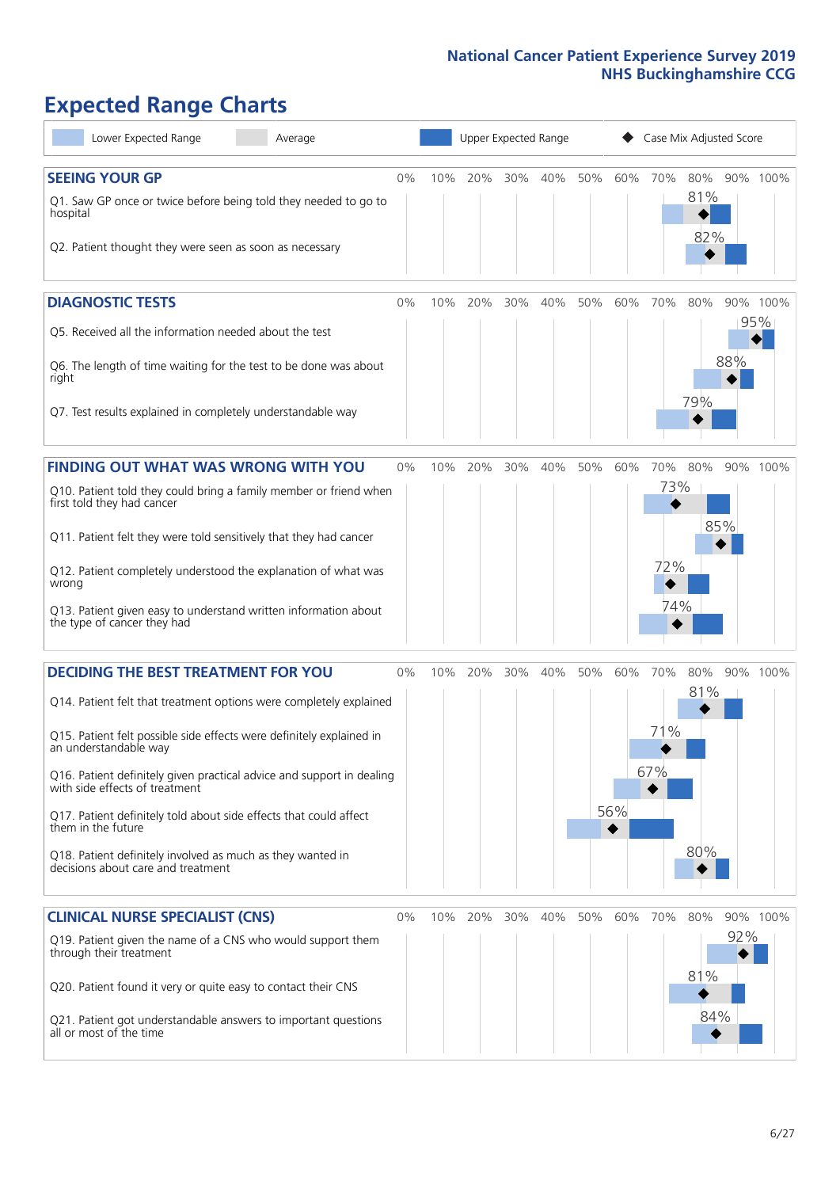# Expected Range Charts

Lower Expected Range | Average | Upper Expected Range | Case Mix Adjusted Score

## SEEING YOUR GP

| Question | Case Mix Adjusted Score |
|---|---|
| Q1. Saw GP once or twice before being told they needed to go to hospital | 81% |
| Q2. Patient thought they were seen as soon as necessary | 82% |

## DIAGNOSTIC TESTS

| Question | Case Mix Adjusted Score |
|---|---|
| Q5. Received all the information needed about the test | 95% |
| Q6. The length of time waiting for the test to be done was about right | 88% |
| Q7. Test results explained in completely understandable way | 79% |

## FINDING OUT WHAT WAS WRONG WITH YOU

| Question | Case Mix Adjusted Score |
|---|---|
| Q10. Patient told they could bring a family member or friend when first told they had cancer | 73% |
| Q11. Patient felt they were told sensitively that they had cancer | 85% |
| Q12. Patient completely understood the explanation of what was wrong | 72% |
| Q13. Patient given easy to understand written information about the type of cancer they had | 74% |

## DECIDING THE BEST TREATMENT FOR YOU

| Question | Case Mix Adjusted Score |
|---|---|
| Q14. Patient felt that treatment options were completely explained | 81% |
| Q15. Patient felt possible side effects were definitely explained in an understandable way | 71% |
| Q16. Patient definitely given practical advice and support in dealing with side effects of treatment | 67% |
| Q17. Patient definitely told about side effects that could affect them in the future | 56% |
| Q18. Patient definitely involved as much as they wanted in decisions about care and treatment | 80% |

## CLINICAL NURSE SPECIALIST (CNS)

| Question | Case Mix Adjusted Score |
|---|---|
| Q19. Patient given the name of a CNS who would support them through their treatment | 92% |
| Q20. Patient found it very or quite easy to contact their CNS | 81% |
| Q21. Patient got understandable answers to important questions all or most of the time | 84% |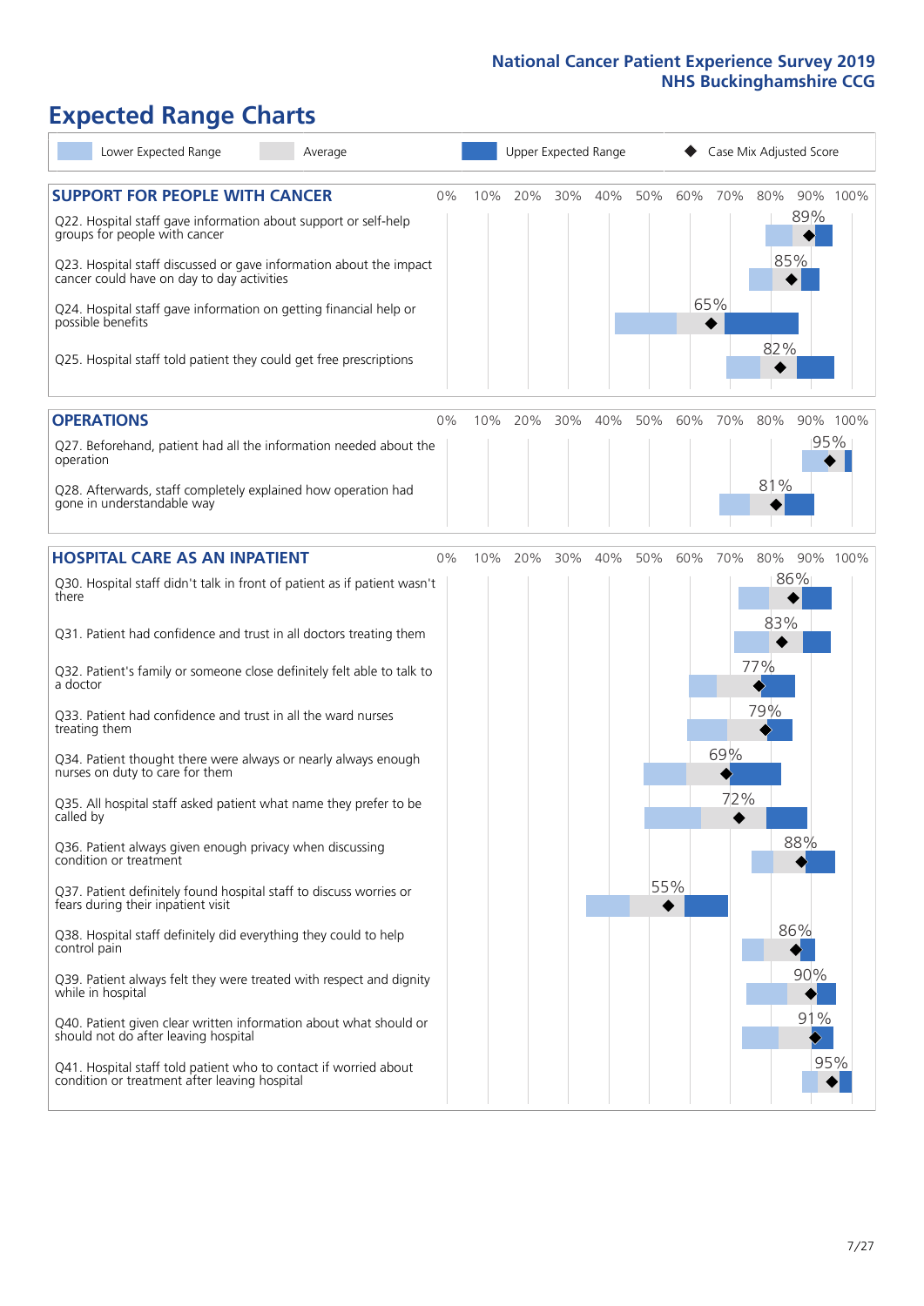# Expected Range Charts

Lower Expected Range | Average | Upper Expected Range | Case Mix Adjusted Score

## SUPPORT FOR PEOPLE WITH CANCER

| Question | Case Mix Adjusted Score |
| --- | --- |
| Q22. Hospital staff gave information about support or self-help groups for people with cancer | 89% |
| Q23. Hospital staff discussed or gave information about the impact cancer could have on day to day activities | 85% |
| Q24. Hospital staff gave information on getting financial help or possible benefits | 65% |
| Q25. Hospital staff told patient they could get free prescriptions | 82% |

## OPERATIONS

| Question | Case Mix Adjusted Score |
| --- | --- |
| Q27. Beforehand, patient had all the information needed about the operation | 95% |
| Q28. Afterwards, staff completely explained how operation had gone in understandable way | 81% |

## HOSPITAL CARE AS AN INPATIENT

| Question | Case Mix Adjusted Score |
| --- | --- |
| Q30. Hospital staff didn't talk in front of patient as if patient wasn't there | 86% |
| Q31. Patient had confidence and trust in all doctors treating them | 83% |
| Q32. Patient's family or someone close definitely felt able to talk to a doctor | 77% |
| Q33. Patient had confidence and trust in all the ward nurses treating them | 79% |
| Q34. Patient thought there were always or nearly always enough nurses on duty to care for them | 69% |
| Q35. All hospital staff asked patient what name they prefer to be called by | 72% |
| Q36. Patient always given enough privacy when discussing condition or treatment | 88% |
| Q37. Patient definitely found hospital staff to discuss worries or fears during their inpatient visit | 55% |
| Q38. Hospital staff definitely did everything they could to help control pain | 86% |
| Q39. Patient always felt they were treated with respect and dignity while in hospital | 90% |
| Q40. Patient given clear written information about what should or should not do after leaving hospital | 91% |
| Q41. Hospital staff told patient who to contact if worried about condition or treatment after leaving hospital | 95% |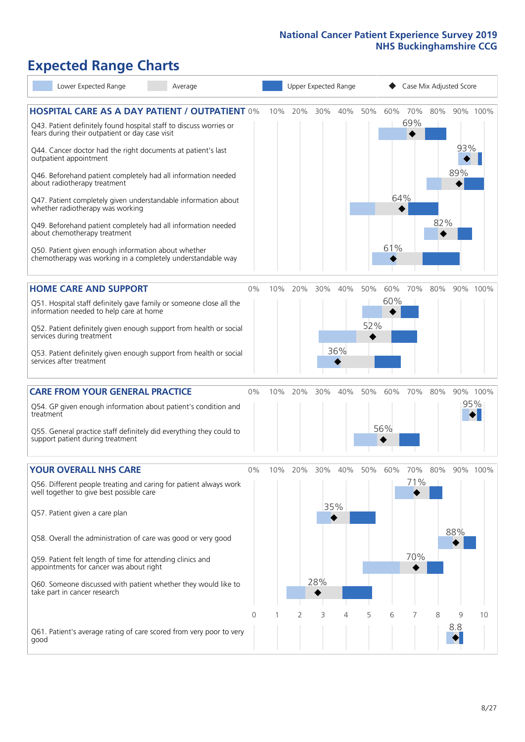# Expected Range Charts

Legend: Lower Expected Range | Average | Upper Expected Range | ◆ Case Mix Adjusted Score

## HOSPITAL CARE AS A DAY PATIENT / OUTPATIENT

| Question | Case Mix Adjusted Score |
|---|---|
| Q43. Patient definitely found hospital staff to discuss worries or fears during their outpatient or day case visit | 69% |
| Q44. Cancer doctor had the right documents at patient's last outpatient appointment | 93% |
| Q46. Beforehand patient completely had all information needed about radiotherapy treatment | 89% |
| Q47. Patient completely given understandable information about whether radiotherapy was working | 64% |
| Q49. Beforehand patient completely had all information needed about chemotherapy treatment | 82% |
| Q50. Patient given enough information about whether chemotherapy was working in a completely understandable way | 61% |

## HOME CARE AND SUPPORT

| Question | Case Mix Adjusted Score |
|---|---|
| Q51. Hospital staff definitely gave family or someone close all the information needed to help care at home | 60% |
| Q52. Patient definitely given enough support from health or social services during treatment | 52% |
| Q53. Patient definitely given enough support from health or social services after treatment | 36% |

## CARE FROM YOUR GENERAL PRACTICE

| Question | Case Mix Adjusted Score |
|---|---|
| Q54. GP given enough information about patient's condition and treatment | 95% |
| Q55. General practice staff definitely did everything they could to support patient during treatment | 56% |

## YOUR OVERALL NHS CARE

| Question | Case Mix Adjusted Score |
|---|---|
| Q56. Different people treating and caring for patient always work well together to give best possible care | 71% |
| Q57. Patient given a care plan | 35% |
| Q58. Overall the administration of care was good or very good | 88% |
| Q59. Patient felt length of time for attending clinics and appointments for cancer was about right | 70% |
| Q60. Someone discussed with patient whether they would like to take part in cancer research | 28% |
| Q61. Patient's average rating of care scored from very poor to very good (scale 0–10) | 8.8 |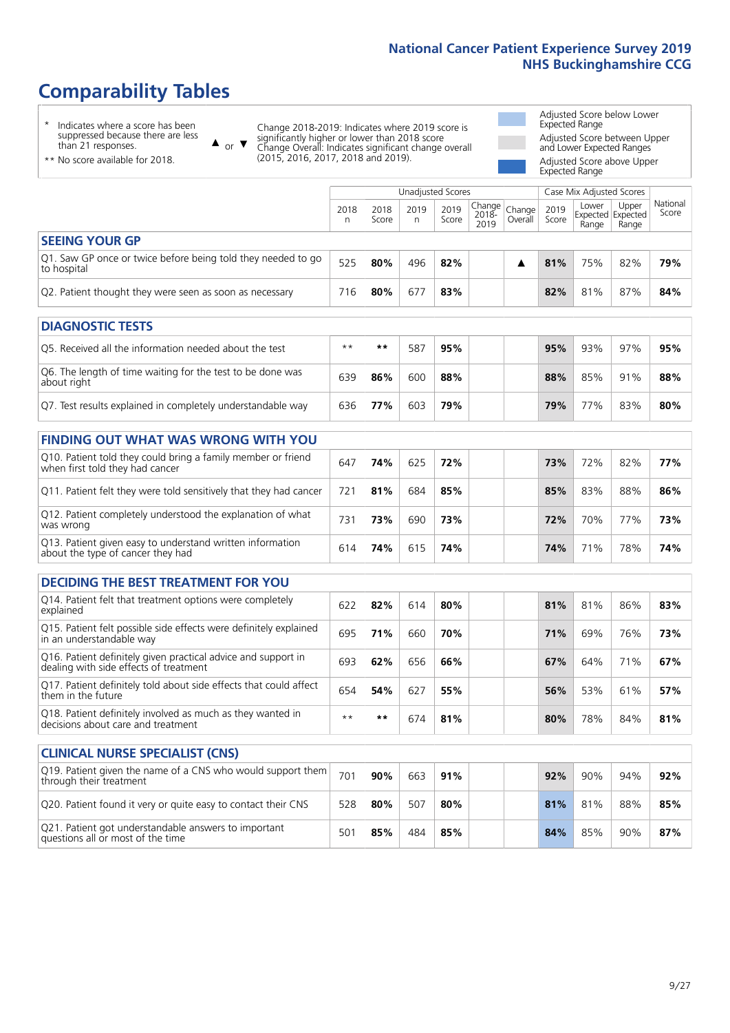# Comparability Tables

\* Indicates where a score has been suppressed because there are less than 21 responses.

** No score available for 2018.

▲ or ▼ Change 2018-2019: Indicates where 2019 score is significantly higher or lower than 2018 score. Change Overall: Indicates significant change overall (2015, 2016, 2017, 2018 and 2019).

Adjusted Score below Lower Expected Range

Adjusted Score between Upper and Lower Expected Ranges

Adjusted Score above Upper Expected Range

| | Unadjusted Scores | | | | | | Case Mix Adjusted Scores | | | |
|---|---|---|---|---|---|---|---|---|---|---|
| | 2018 n | 2018 Score | 2019 n | 2019 Score | Change 2018-2019 | Change Overall | 2019 Score | Lower Expected Range | Upper Expected Range | National Score |
| **SEEING YOUR GP** | | | | | | | | | | |
| Q1. Saw GP once or twice before being told they needed to go to hospital | 525 | **80%** | 496 | **82%** | | ▲ | **81%** | 75% | 82% | **79%** |
| Q2. Patient thought they were seen as soon as necessary | 716 | **80%** | 677 | **83%** | | | **82%** | 81% | 87% | **84%** |
| **DIAGNOSTIC TESTS** | | | | | | | | | | |
| Q5. Received all the information needed about the test | ** | ** | 587 | **95%** | | | **95%** | 93% | 97% | **95%** |
| Q6. The length of time waiting for the test to be done was about right | 639 | **86%** | 600 | **88%** | | | **88%** | 85% | 91% | **88%** |
| Q7. Test results explained in completely understandable way | 636 | **77%** | 603 | **79%** | | | **79%** | 77% | 83% | **80%** |
| **FINDING OUT WHAT WAS WRONG WITH YOU** | | | | | | | | | | |
| Q10. Patient told they could bring a family member or friend when first told they had cancer | 647 | **74%** | 625 | **72%** | | | **73%** | 72% | 82% | **77%** |
| Q11. Patient felt they were told sensitively that they had cancer | 721 | **81%** | 684 | **85%** | | | **85%** | 83% | 88% | **86%** |
| Q12. Patient completely understood the explanation of what was wrong | 731 | **73%** | 690 | **73%** | | | **72%** | 70% | 77% | **73%** |
| Q13. Patient given easy to understand written information about the type of cancer they had | 614 | **74%** | 615 | **74%** | | | **74%** | 71% | 78% | **74%** |
| **DECIDING THE BEST TREATMENT FOR YOU** | | | | | | | | | | |
| Q14. Patient felt that treatment options were completely explained | 622 | **82%** | 614 | **80%** | | | **81%** | 81% | 86% | **83%** |
| Q15. Patient felt possible side effects were definitely explained in an understandable way | 695 | **71%** | 660 | **70%** | | | **71%** | 69% | 76% | **73%** |
| Q16. Patient definitely given practical advice and support in dealing with side effects of treatment | 693 | **62%** | 656 | **66%** | | | **67%** | 64% | 71% | **67%** |
| Q17. Patient definitely told about side effects that could affect them in the future | 654 | **54%** | 627 | **55%** | | | **56%** | 53% | 61% | **57%** |
| Q18. Patient definitely involved as much as they wanted in decisions about care and treatment | ** | ** | 674 | **81%** | | | **80%** | 78% | 84% | **81%** |
| **CLINICAL NURSE SPECIALIST (CNS)** | | | | | | | | | | |
| Q19. Patient given the name of a CNS who would support them through their treatment | 701 | **90%** | 663 | **91%** | | | **92%** | 90% | 94% | **92%** |
| Q20. Patient found it very or quite easy to contact their CNS | 528 | **80%** | 507 | **80%** | | | **81%** | 81% | 88% | **85%** |
| Q21. Patient got understandable answers to important questions all or most of the time | 501 | **85%** | 484 | **85%** | | | **84%** | 85% | 90% | **87%** |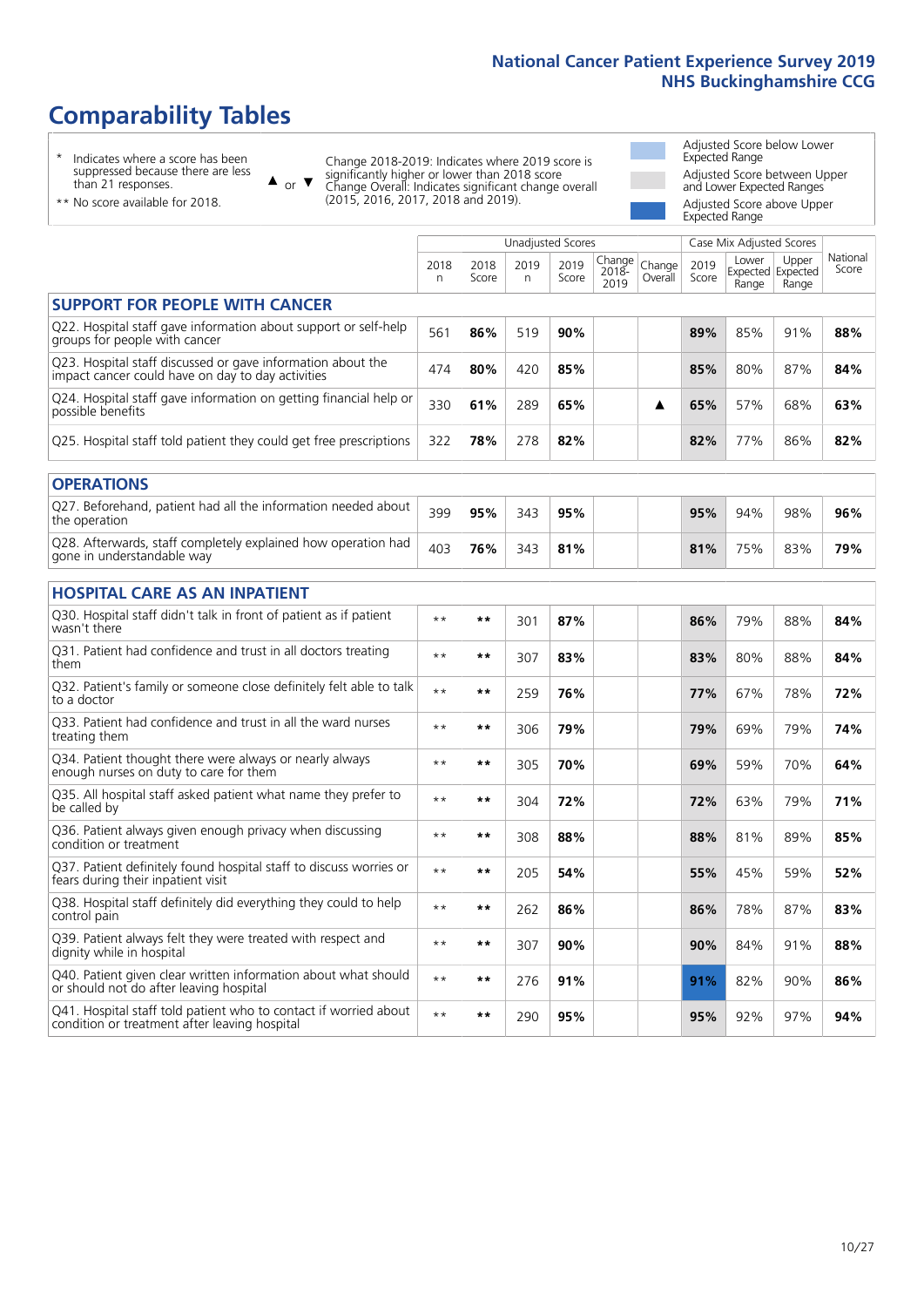# Comparability Tables

- \* Indicates where a score has been suppressed because there are less than 21 responses.
- \*\* No score available for 2018.

▲ or ▼ Change 2018-2019: Indicates where 2019 score is significantly higher or lower than 2018 score. Change Overall: Indicates significant change overall (2015, 2016, 2017, 2018 and 2019).

- Adjusted Score below Lower Expected Range
- Adjusted Score between Upper and Lower Expected Ranges
- Adjusted Score above Upper Expected Range

| | Unadjusted Scores | | | | | | Case Mix Adjusted Scores | | | |
|---|---|---|---|---|---|---|---|---|---|---|
| | 2018 n | 2018 Score | 2019 n | 2019 Score | Change 2018-2019 | Change Overall | 2019 Score | Lower Expected Range | Upper Expected Range | National Score |
| **SUPPORT FOR PEOPLE WITH CANCER** | | | | | | | | | | |
| Q22. Hospital staff gave information about support or self-help groups for people with cancer | 561 | **86%** | 519 | **90%** | | | **89%** | 85% | 91% | **88%** |
| Q23. Hospital staff discussed or gave information about the impact cancer could have on day to day activities | 474 | **80%** | 420 | **85%** | | | **85%** | 80% | 87% | **84%** |
| Q24. Hospital staff gave information on getting financial help or possible benefits | 330 | **61%** | 289 | **65%** | | ▲ | **65%** | 57% | 68% | **63%** |
| Q25. Hospital staff told patient they could get free prescriptions | 322 | **78%** | 278 | **82%** | | | **82%** | 77% | 86% | **82%** |
| **OPERATIONS** | | | | | | | | | | |
| Q27. Beforehand, patient had all the information needed about the operation | 399 | **95%** | 343 | **95%** | | | **95%** | 94% | 98% | **96%** |
| Q28. Afterwards, staff completely explained how operation had gone in understandable way | 403 | **76%** | 343 | **81%** | | | **81%** | 75% | 83% | **79%** |
| **HOSPITAL CARE AS AN INPATIENT** | | | | | | | | | | |
| Q30. Hospital staff didn't talk in front of patient as if patient wasn't there | ** | ** | 301 | **87%** | | | **86%** | 79% | 88% | **84%** |
| Q31. Patient had confidence and trust in all doctors treating them | ** | ** | 307 | **83%** | | | **83%** | 80% | 88% | **84%** |
| Q32. Patient's family or someone close definitely felt able to talk to a doctor | ** | ** | 259 | **76%** | | | **77%** | 67% | 78% | **72%** |
| Q33. Patient had confidence and trust in all the ward nurses treating them | ** | ** | 306 | **79%** | | | **79%** | 69% | 79% | **74%** |
| Q34. Patient thought there were always or nearly always enough nurses on duty to care for them | ** | ** | 305 | **70%** | | | **69%** | 59% | 70% | **64%** |
| Q35. All hospital staff asked patient what name they prefer to be called by | ** | ** | 304 | **72%** | | | **72%** | 63% | 79% | **71%** |
| Q36. Patient always given enough privacy when discussing condition or treatment | ** | ** | 308 | **88%** | | | **88%** | 81% | 89% | **85%** |
| Q37. Patient definitely found hospital staff to discuss worries or fears during their inpatient visit | ** | ** | 205 | **54%** | | | **55%** | 45% | 59% | **52%** |
| Q38. Hospital staff definitely did everything they could to help control pain | ** | ** | 262 | **86%** | | | **86%** | 78% | 87% | **83%** |
| Q39. Patient always felt they were treated with respect and dignity while in hospital | ** | ** | 307 | **90%** | | | **90%** | 84% | 91% | **88%** |
| Q40. Patient given clear written information about what should or should not do after leaving hospital | ** | ** | 276 | **91%** | | | **91%** | 82% | 90% | **86%** |
| Q41. Hospital staff told patient who to contact if worried about condition or treatment after leaving hospital | ** | ** | 290 | **95%** | | | **95%** | 92% | 97% | **94%** |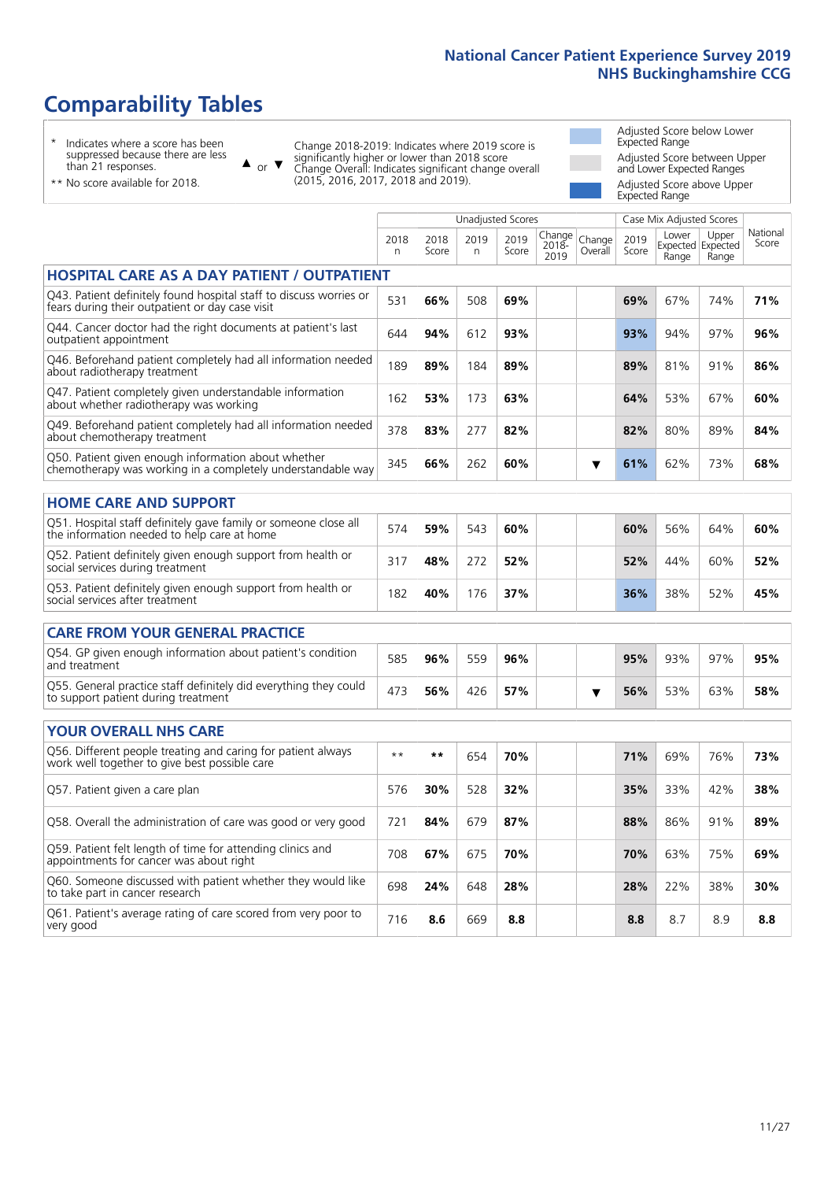# Comparability Tables

\* Indicates where a score has been suppressed because there are less than 21 responses.

\*\* No score available for 2018.

▲ or ▼ Change 2018-2019: Indicates where 2019 score is significantly higher or lower than 2018 score. Change Overall: Indicates significant change overall (2015, 2016, 2017, 2018 and 2019).

Adjusted Score below Lower Expected Range

Adjusted Score between Upper and Lower Expected Ranges

Adjusted Score above Upper Expected Range

| | Unadjusted Scores | | | | | | Case Mix Adjusted Scores | | | |
|---|---|---|---|---|---|---|---|---|---|---|
| | 2018 n | 2018 Score | 2019 n | 2019 Score | Change 2018-2019 | Change Overall | 2019 Score | Lower Expected Range | Upper Expected Range | National Score |
| **HOSPITAL CARE AS A DAY PATIENT / OUTPATIENT** | | | | | | | | | | |
| Q43. Patient definitely found hospital staff to discuss worries or fears during their outpatient or day case visit | 531 | **66%** | 508 | **69%** | | | **69%** | 67% | 74% | **71%** |
| Q44. Cancer doctor had the right documents at patient's last outpatient appointment | 644 | **94%** | 612 | **93%** | | | **93%** | 94% | 97% | **96%** |
| Q46. Beforehand patient completely had all information needed about radiotherapy treatment | 189 | **89%** | 184 | **89%** | | | **89%** | 81% | 91% | **86%** |
| Q47. Patient completely given understandable information about whether radiotherapy was working | 162 | **53%** | 173 | **63%** | | | **64%** | 53% | 67% | **60%** |
| Q49. Beforehand patient completely had all information needed about chemotherapy treatment | 378 | **83%** | 277 | **82%** | | | **82%** | 80% | 89% | **84%** |
| Q50. Patient given enough information about whether chemotherapy was working in a completely understandable way | 345 | **66%** | 262 | **60%** | | ▼ | **61%** | 62% | 73% | **68%** |
| **HOME CARE AND SUPPORT** | | | | | | | | | | |
| Q51. Hospital staff definitely gave family or someone close all the information needed to help care at home | 574 | **59%** | 543 | **60%** | | | **60%** | 56% | 64% | **60%** |
| Q52. Patient definitely given enough support from health or social services during treatment | 317 | **48%** | 272 | **52%** | | | **52%** | 44% | 60% | **52%** |
| Q53. Patient definitely given enough support from health or social services after treatment | 182 | **40%** | 176 | **37%** | | | **36%** | 38% | 52% | **45%** |
| **CARE FROM YOUR GENERAL PRACTICE** | | | | | | | | | | |
| Q54. GP given enough information about patient's condition and treatment | 585 | **96%** | 559 | **96%** | | | **95%** | 93% | 97% | **95%** |
| Q55. General practice staff definitely did everything they could to support patient during treatment | 473 | **56%** | 426 | **57%** | | ▼ | **56%** | 53% | 63% | **58%** |
| **YOUR OVERALL NHS CARE** | | | | | | | | | | |
| Q56. Different people treating and caring for patient always work well together to give best possible care | ** | ** | 654 | **70%** | | | **71%** | 69% | 76% | **73%** |
| Q57. Patient given a care plan | 576 | **30%** | 528 | **32%** | | | **35%** | 33% | 42% | **38%** |
| Q58. Overall the administration of care was good or very good | 721 | **84%** | 679 | **87%** | | | **88%** | 86% | 91% | **89%** |
| Q59. Patient felt length of time for attending clinics and appointments for cancer was about right | 708 | **67%** | 675 | **70%** | | | **70%** | 63% | 75% | **69%** |
| Q60. Someone discussed with patient whether they would like to take part in cancer research | 698 | **24%** | 648 | **28%** | | | **28%** | 22% | 38% | **30%** |
| Q61. Patient's average rating of care scored from very poor to very good | 716 | **8.6** | 669 | **8.8** | | | **8.8** | 8.7 | 8.9 | **8.8** |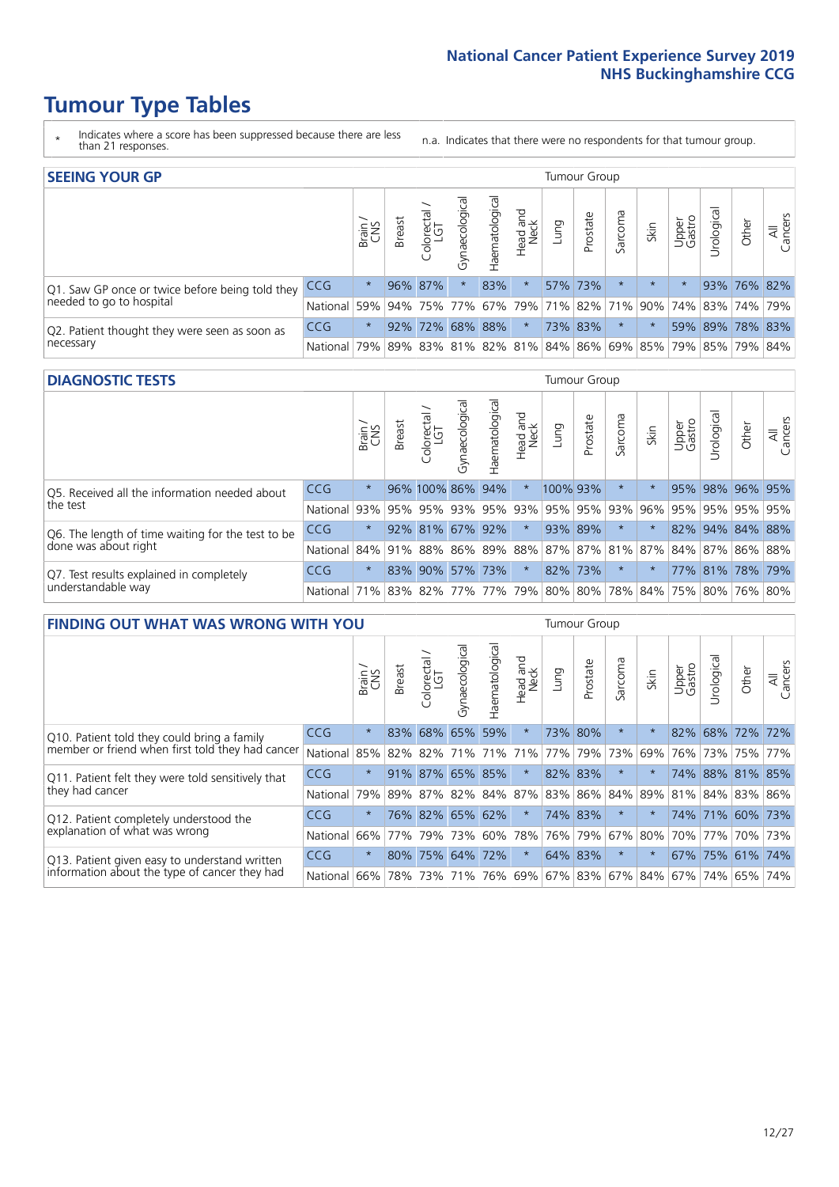# Tumour Type Tables

\* Indicates where a score has been suppressed because there are less than 21 responses.

n.a. Indicates that there were no respondents for that tumour group.

## SEEING YOUR GP

| | | Brain / CNS | Breast | Colorectal / LGT | Gynaecological | Haematological | Head and Neck | Lung | Prostate | Sarcoma | Skin | Upper Gastro | Urological | Other | All Cancers |
|---|---|---|---|---|---|---|---|---|---|---|---|---|---|---|---|
| Q1. Saw GP once or twice before being told they needed to go to hospital | CCG | * | 96% | 87% | * | 83% | * | 57% | 73% | * | * | * | 93% | 76% | 82% |
| | National | 59% | 94% | 75% | 77% | 67% | 79% | 71% | 82% | 71% | 90% | 74% | 83% | 74% | 79% |
| Q2. Patient thought they were seen as soon as necessary | CCG | * | 92% | 72% | 68% | 88% | * | 73% | 83% | * | * | 59% | 89% | 78% | 83% |
| | National | 79% | 89% | 83% | 81% | 82% | 81% | 84% | 86% | 69% | 85% | 79% | 85% | 79% | 84% |

## DIAGNOSTIC TESTS

| | | Brain / CNS | Breast | Colorectal / LGT | Gynaecological | Haematological | Head and Neck | Lung | Prostate | Sarcoma | Skin | Upper Gastro | Urological | Other | All Cancers |
|---|---|---|---|---|---|---|---|---|---|---|---|---|---|---|---|
| Q5. Received all the information needed about the test | CCG | * | 96% | 100% | 86% | 94% | * | 100% | 93% | * | * | 95% | 98% | 96% | 95% |
| | National | 93% | 95% | 95% | 93% | 95% | 93% | 95% | 95% | 93% | 96% | 95% | 95% | 95% | 95% |
| Q6. The length of time waiting for the test to be done was about right | CCG | * | 92% | 81% | 67% | 92% | * | 93% | 89% | * | * | 82% | 94% | 84% | 88% |
| | National | 84% | 91% | 88% | 86% | 89% | 88% | 87% | 87% | 81% | 87% | 84% | 87% | 86% | 88% |
| Q7. Test results explained in completely understandable way | CCG | * | 83% | 90% | 57% | 73% | * | 82% | 73% | * | * | 77% | 81% | 78% | 79% |
| | National | 71% | 83% | 82% | 77% | 77% | 79% | 80% | 80% | 78% | 84% | 75% | 80% | 76% | 80% |

## FINDING OUT WHAT WAS WRONG WITH YOU

| | | Brain / CNS | Breast | Colorectal / LGT | Gynaecological | Haematological | Head and Neck | Lung | Prostate | Sarcoma | Skin | Upper Gastro | Urological | Other | All Cancers |
|---|---|---|---|---|---|---|---|---|---|---|---|---|---|---|---|
| Q10. Patient told they could bring a family member or friend when first told they had cancer | CCG | * | 83% | 68% | 65% | 59% | * | 73% | 80% | * | * | 82% | 68% | 72% | 72% |
| | National | 85% | 82% | 82% | 71% | 71% | 71% | 77% | 79% | 73% | 69% | 76% | 73% | 75% | 77% |
| Q11. Patient felt they were told sensitively that they had cancer | CCG | * | 91% | 87% | 65% | 85% | * | 82% | 83% | * | * | 74% | 88% | 81% | 85% |
| | National | 79% | 89% | 87% | 82% | 84% | 87% | 83% | 86% | 84% | 89% | 81% | 84% | 83% | 86% |
| Q12. Patient completely understood the explanation of what was wrong | CCG | * | 76% | 82% | 65% | 62% | * | 74% | 83% | * | * | 74% | 71% | 60% | 73% |
| | National | 66% | 77% | 79% | 73% | 60% | 78% | 76% | 79% | 67% | 80% | 70% | 77% | 70% | 73% |
| Q13. Patient given easy to understand written information about the type of cancer they had | CCG | * | 80% | 75% | 64% | 72% | * | 64% | 83% | * | * | 67% | 75% | 61% | 74% |
| | National | 66% | 78% | 73% | 71% | 76% | 69% | 67% | 83% | 67% | 84% | 67% | 74% | 65% | 74% |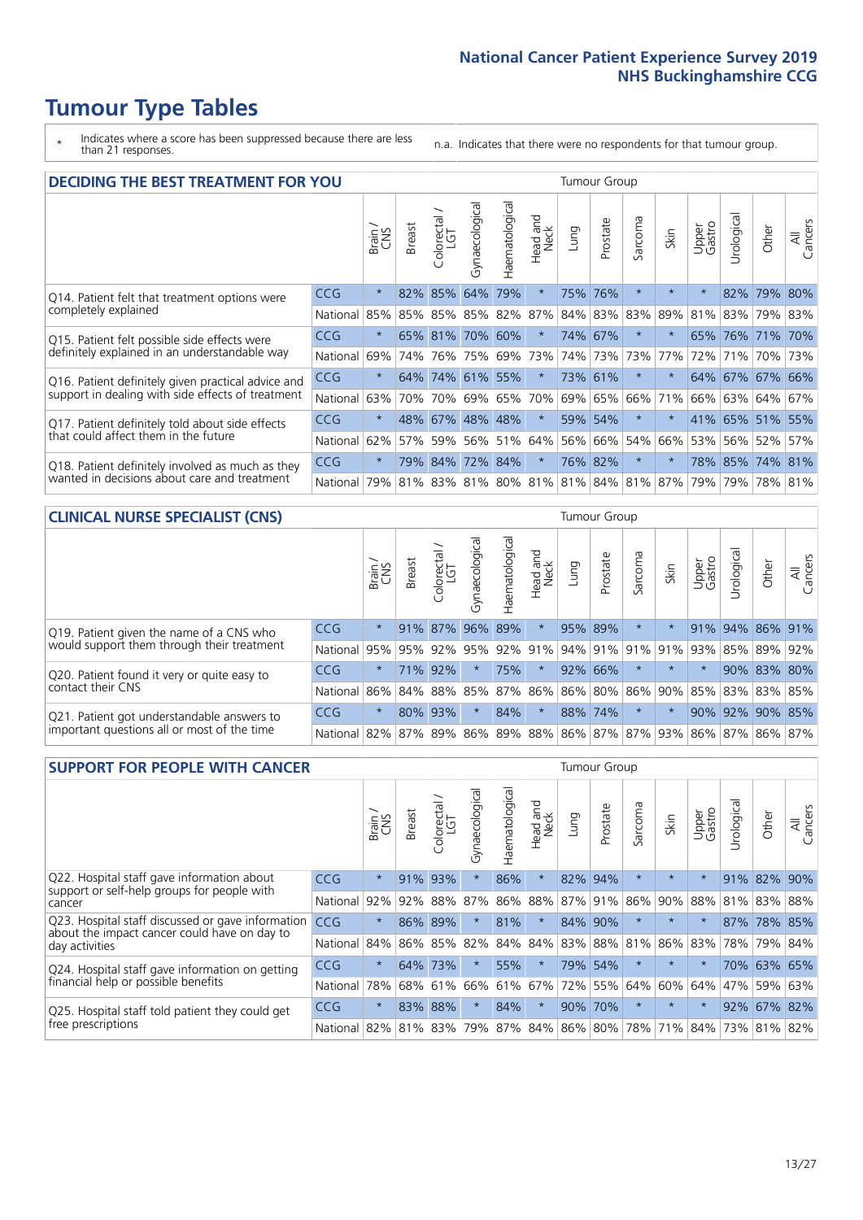# Tumour Type Tables

\* Indicates where a score has been suppressed because there are less than 21 responses.

n.a. Indicates that there were no respondents for that tumour group.

## DECIDING THE BEST TREATMENT FOR YOU

| | | Brain / CNS | Breast | Colorectal / LGT | Gynaecological | Haematological | Head and Neck | Lung | Prostate | Sarcoma | Skin | Upper Gastro | Urological | Other | All Cancers |
|---|---|---|---|---|---|---|---|---|---|---|---|---|---|---|---|
| Q14. Patient felt that treatment options were completely explained | CCG | * | 82% | 85% | 64% | 79% | * | 75% | 76% | * | * | * | 82% | 79% | 80% |
| | National | 85% | 85% | 85% | 85% | 82% | 87% | 84% | 83% | 83% | 89% | 81% | 83% | 79% | 83% |
| Q15. Patient felt possible side effects were definitely explained in an understandable way | CCG | * | 65% | 81% | 70% | 60% | * | 74% | 67% | * | * | 65% | 76% | 71% | 70% |
| | National | 69% | 74% | 76% | 75% | 69% | 73% | 74% | 73% | 73% | 77% | 72% | 71% | 70% | 73% |
| Q16. Patient definitely given practical advice and support in dealing with side effects of treatment | CCG | * | 64% | 74% | 61% | 55% | * | 73% | 61% | * | * | 64% | 67% | 67% | 66% |
| | National | 63% | 70% | 70% | 69% | 65% | 70% | 69% | 65% | 66% | 71% | 66% | 63% | 64% | 67% |
| Q17. Patient definitely told about side effects that could affect them in the future | CCG | * | 48% | 67% | 48% | 48% | * | 59% | 54% | * | * | 41% | 65% | 51% | 55% |
| | National | 62% | 57% | 59% | 56% | 51% | 64% | 56% | 66% | 54% | 66% | 53% | 56% | 52% | 57% |
| Q18. Patient definitely involved as much as they wanted in decisions about care and treatment | CCG | * | 79% | 84% | 72% | 84% | * | 76% | 82% | * | * | 78% | 85% | 74% | 81% |
| | National | 79% | 81% | 83% | 81% | 80% | 81% | 81% | 84% | 81% | 87% | 79% | 79% | 78% | 81% |

## CLINICAL NURSE SPECIALIST (CNS)

| | | Brain / CNS | Breast | Colorectal / LGT | Gynaecological | Haematological | Head and Neck | Lung | Prostate | Sarcoma | Skin | Upper Gastro | Urological | Other | All Cancers |
|---|---|---|---|---|---|---|---|---|---|---|---|---|---|---|---|
| Q19. Patient given the name of a CNS who would support them through their treatment | CCG | * | 91% | 87% | 96% | 89% | * | 95% | 89% | * | * | 91% | 94% | 86% | 91% |
| | National | 95% | 95% | 92% | 95% | 92% | 91% | 94% | 91% | 91% | 91% | 93% | 85% | 89% | 92% |
| Q20. Patient found it very or quite easy to contact their CNS | CCG | * | 71% | 92% | * | 75% | * | 92% | 66% | * | * | * | 90% | 83% | 80% |
| | National | 86% | 84% | 88% | 85% | 87% | 86% | 86% | 80% | 86% | 90% | 85% | 83% | 83% | 85% |
| Q21. Patient got understandable answers to important questions all or most of the time | CCG | * | 80% | 93% | * | 84% | * | 88% | 74% | * | * | 90% | 92% | 90% | 85% |
| | National | 82% | 87% | 89% | 86% | 89% | 88% | 86% | 87% | 87% | 93% | 86% | 87% | 86% | 87% |

## SUPPORT FOR PEOPLE WITH CANCER

| | | Brain / CNS | Breast | Colorectal / LGT | Gynaecological | Haematological | Head and Neck | Lung | Prostate | Sarcoma | Skin | Upper Gastro | Urological | Other | All Cancers |
|---|---|---|---|---|---|---|---|---|---|---|---|---|---|---|---|
| Q22. Hospital staff gave information about support or self-help groups for people with cancer | CCG | * | 91% | 93% | * | 86% | * | 82% | 94% | * | * | * | 91% | 82% | 90% |
| | National | 92% | 92% | 88% | 87% | 86% | 88% | 87% | 91% | 86% | 90% | 88% | 81% | 83% | 88% |
| Q23. Hospital staff discussed or gave information about the impact cancer could have on day to day activities | CCG | * | 86% | 89% | * | 81% | * | 84% | 90% | * | * | * | 87% | 78% | 85% |
| | National | 84% | 86% | 85% | 82% | 84% | 84% | 83% | 88% | 81% | 86% | 83% | 78% | 79% | 84% |
| Q24. Hospital staff gave information on getting financial help or possible benefits | CCG | * | 64% | 73% | * | 55% | * | 79% | 54% | * | * | * | 70% | 63% | 65% |
| | National | 78% | 68% | 61% | 66% | 61% | 67% | 72% | 55% | 64% | 60% | 64% | 47% | 59% | 63% |
| Q25. Hospital staff told patient they could get free prescriptions | CCG | * | 83% | 88% | * | 84% | * | 90% | 70% | * | * | * | 92% | 67% | 82% |
| | National | 82% | 81% | 83% | 79% | 87% | 84% | 86% | 80% | 78% | 71% | 84% | 73% | 81% | 82% |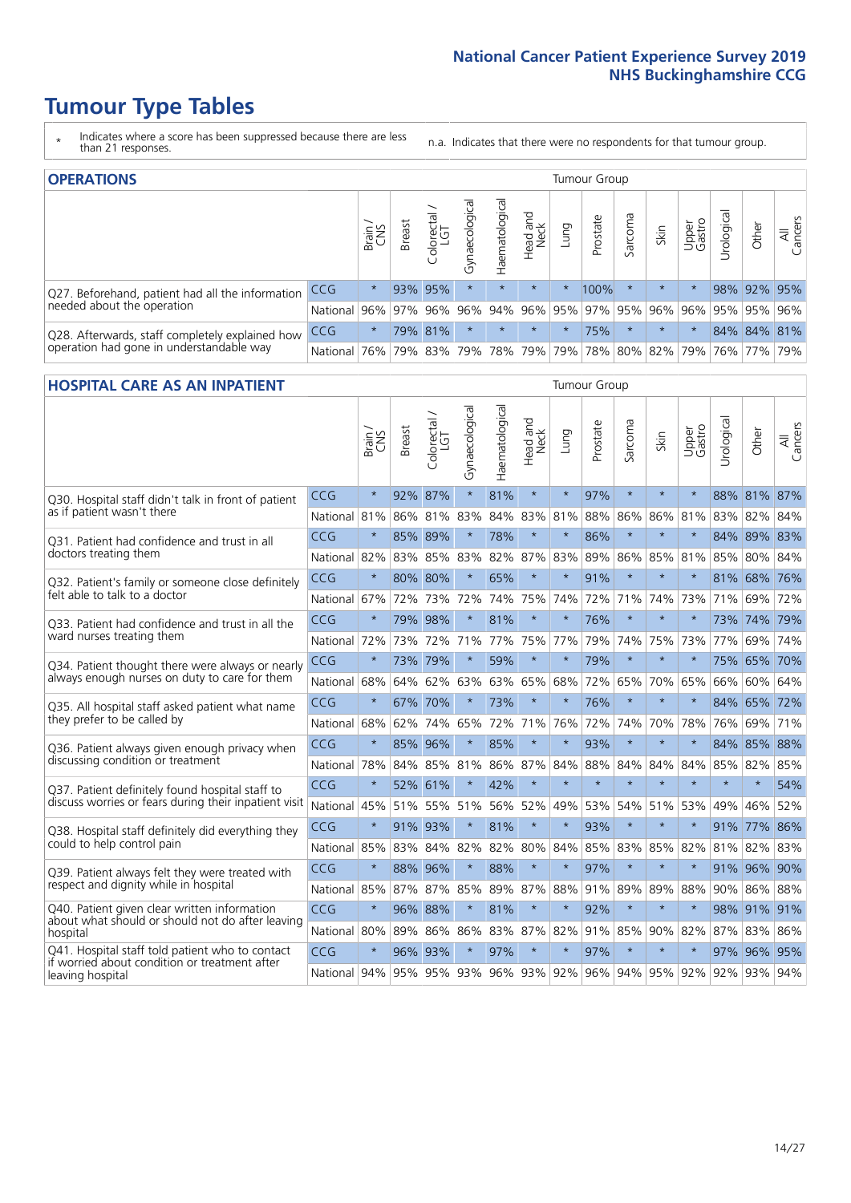# Tumour Type Tables

\* Indicates where a score has been suppressed because there are less than 21 responses.

n.a. Indicates that there were no respondents for that tumour group.

## OPERATIONS

| | | Brain / CNS | Breast | Colorectal / LGT | Gynaecological | Haematological | Head and Neck | Lung | Prostate | Sarcoma | Skin | Upper Gastro | Urological | Other | All Cancers |
|---|---|---|---|---|---|---|---|---|---|---|---|---|---|---|---|
| Q27. Beforehand, patient had all the information needed about the operation | CCG | * | 93% | 95% | * | * | * | * | 100% | * | * | * | 98% | 92% | 95% |
| | National | 96% | 97% | 96% | 96% | 94% | 96% | 95% | 97% | 95% | 96% | 96% | 95% | 95% | 96% |
| Q28. Afterwards, staff completely explained how operation had gone in understandable way | CCG | * | 79% | 81% | * | * | * | * | 75% | * | * | * | 84% | 84% | 81% |
| | National | 76% | 79% | 83% | 79% | 78% | 79% | 79% | 78% | 80% | 82% | 79% | 76% | 77% | 79% |

## HOSPITAL CARE AS AN INPATIENT

| | | Brain / CNS | Breast | Colorectal / LGT | Gynaecological | Haematological | Head and Neck | Lung | Prostate | Sarcoma | Skin | Upper Gastro | Urological | Other | All Cancers |
|---|---|---|---|---|---|---|---|---|---|---|---|---|---|---|---|
| Q30. Hospital staff didn't talk in front of patient as if patient wasn't there | CCG | * | 92% | 87% | * | 81% | * | * | 97% | * | * | * | 88% | 81% | 87% |
| | National | 81% | 86% | 81% | 83% | 84% | 83% | 81% | 88% | 86% | 86% | 81% | 83% | 82% | 84% |
| Q31. Patient had confidence and trust in all doctors treating them | CCG | * | 85% | 89% | * | 78% | * | * | 86% | * | * | * | 84% | 89% | 83% |
| | National | 82% | 83% | 85% | 83% | 82% | 87% | 83% | 89% | 86% | 85% | 81% | 85% | 80% | 84% |
| Q32. Patient's family or someone close definitely felt able to talk to a doctor | CCG | * | 80% | 80% | * | 65% | * | * | 91% | * | * | * | 81% | 68% | 76% |
| | National | 67% | 72% | 73% | 72% | 74% | 75% | 74% | 72% | 71% | 74% | 73% | 71% | 69% | 72% |
| Q33. Patient had confidence and trust in all the ward nurses treating them | CCG | * | 79% | 98% | * | 81% | * | * | 76% | * | * | * | 73% | 74% | 79% |
| | National | 72% | 73% | 72% | 71% | 77% | 75% | 77% | 79% | 74% | 75% | 73% | 77% | 69% | 74% |
| Q34. Patient thought there were always or nearly always enough nurses on duty to care for them | CCG | * | 73% | 79% | * | 59% | * | * | 79% | * | * | * | 75% | 65% | 70% |
| | National | 68% | 64% | 62% | 63% | 63% | 65% | 68% | 72% | 65% | 70% | 65% | 66% | 60% | 64% |
| Q35. All hospital staff asked patient what name they prefer to be called by | CCG | * | 67% | 70% | * | 73% | * | * | 76% | * | * | * | 84% | 65% | 72% |
| | National | 68% | 62% | 74% | 65% | 72% | 71% | 76% | 72% | 74% | 70% | 78% | 76% | 69% | 71% |
| Q36. Patient always given enough privacy when discussing condition or treatment | CCG | * | 85% | 96% | * | 85% | * | * | 93% | * | * | * | 84% | 85% | 88% |
| | National | 78% | 84% | 85% | 81% | 86% | 87% | 84% | 88% | 84% | 84% | 84% | 85% | 82% | 85% |
| Q37. Patient definitely found hospital staff to discuss worries or fears during their inpatient visit | CCG | * | 52% | 61% | * | 42% | * | * | * | * | * | * | * | * | 54% |
| | National | 45% | 51% | 55% | 51% | 56% | 52% | 49% | 53% | 54% | 51% | 53% | 49% | 46% | 52% |
| Q38. Hospital staff definitely did everything they could to help control pain | CCG | * | 91% | 93% | * | 81% | * | * | 93% | * | * | * | 91% | 77% | 86% |
| | National | 85% | 83% | 84% | 82% | 82% | 80% | 84% | 85% | 83% | 85% | 82% | 81% | 82% | 83% |
| Q39. Patient always felt they were treated with respect and dignity while in hospital | CCG | * | 88% | 96% | * | 88% | * | * | 97% | * | * | * | 91% | 96% | 90% |
| | National | 85% | 87% | 87% | 85% | 89% | 87% | 88% | 91% | 89% | 89% | 88% | 90% | 86% | 88% |
| Q40. Patient given clear written information about what should or should not do after leaving hospital | CCG | * | 96% | 88% | * | 81% | * | * | 92% | * | * | * | 98% | 91% | 91% |
| | National | 80% | 89% | 86% | 86% | 83% | 87% | 82% | 91% | 85% | 90% | 82% | 87% | 83% | 86% |
| Q41. Hospital staff told patient who to contact if worried about condition or treatment after leaving hospital | CCG | * | 96% | 93% | * | 97% | * | * | 97% | * | * | * | 97% | 96% | 95% |
| | National | 94% | 95% | 95% | 93% | 96% | 93% | 92% | 96% | 94% | 95% | 92% | 92% | 93% | 94% |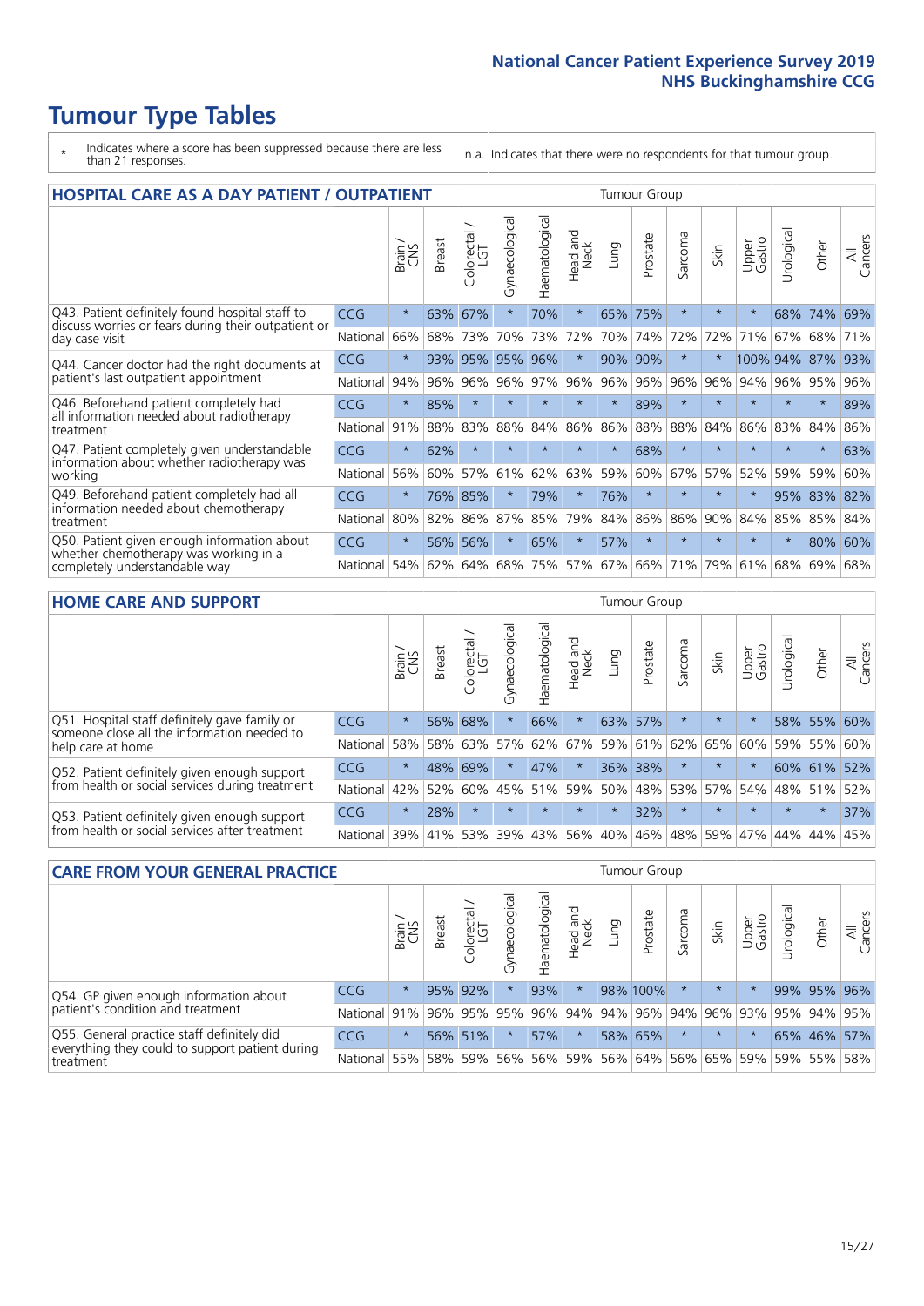# Tumour Type Tables

\* Indicates where a score has been suppressed because there are less than 21 responses.

n.a. Indicates that there were no respondents for that tumour group.

## HOSPITAL CARE AS A DAY PATIENT / OUTPATIENT

| | | Brain / CNS | Breast | Colorectal / LGT | Gynaecological | Haematological | Head and Neck | Lung | Prostate | Sarcoma | Skin | Upper Gastro | Urological | Other | All Cancers |
|---|---|---|---|---|---|---|---|---|---|---|---|---|---|---|---|
| Q43. Patient definitely found hospital staff to discuss worries or fears during their outpatient or day case visit | CCG | * | 63% | 67% | * | 70% | * | 65% | 75% | * | * | * | 68% | 74% | 69% |
| | National | 66% | 68% | 73% | 70% | 73% | 72% | 70% | 74% | 72% | 72% | 71% | 67% | 68% | 71% |
| Q44. Cancer doctor had the right documents at patient's last outpatient appointment | CCG | * | 93% | 95% | 95% | 96% | * | 90% | 90% | * | * | 100% | 94% | 87% | 93% |
| | National | 94% | 96% | 96% | 96% | 97% | 96% | 96% | 96% | 96% | 96% | 94% | 96% | 95% | 96% |
| Q46. Beforehand patient completely had all information needed about radiotherapy treatment | CCG | * | 85% | * | * | * | * | * | 89% | * | * | * | * | * | 89% |
| | National | 91% | 88% | 83% | 88% | 84% | 86% | 86% | 88% | 88% | 84% | 86% | 83% | 84% | 86% |
| Q47. Patient completely given understandable information about whether radiotherapy was working | CCG | * | 62% | * | * | * | * | * | 68% | * | * | * | * | * | 63% |
| | National | 56% | 60% | 57% | 61% | 62% | 63% | 59% | 60% | 67% | 57% | 52% | 59% | 59% | 60% |
| Q49. Beforehand patient completely had all information needed about chemotherapy treatment | CCG | * | 76% | 85% | * | 79% | * | 76% | * | * | * | * | 95% | 83% | 82% |
| | National | 80% | 82% | 86% | 87% | 85% | 79% | 84% | 86% | 86% | 90% | 84% | 85% | 85% | 84% |
| Q50. Patient given enough information about whether chemotherapy was working in a completely understandable way | CCG | * | 56% | 56% | * | 65% | * | 57% | * | * | * | * | * | 80% | 60% |
| | National | 54% | 62% | 64% | 68% | 75% | 57% | 67% | 66% | 71% | 79% | 61% | 68% | 69% | 68% |

## HOME CARE AND SUPPORT

| | | Brain / CNS | Breast | Colorectal / LGT | Gynaecological | Haematological | Head and Neck | Lung | Prostate | Sarcoma | Skin | Upper Gastro | Urological | Other | All Cancers |
|---|---|---|---|---|---|---|---|---|---|---|---|---|---|---|---|
| Q51. Hospital staff definitely gave family or someone close all the information needed to help care at home | CCG | * | 56% | 68% | * | 66% | * | 63% | 57% | * | * | * | 58% | 55% | 60% |
| | National | 58% | 58% | 63% | 57% | 62% | 67% | 59% | 61% | 62% | 65% | 60% | 59% | 55% | 60% |
| Q52. Patient definitely given enough support from health or social services during treatment | CCG | * | 48% | 69% | * | 47% | * | 36% | 38% | * | * | * | 60% | 61% | 52% |
| | National | 42% | 52% | 60% | 45% | 51% | 59% | 50% | 48% | 53% | 57% | 54% | 48% | 51% | 52% |
| Q53. Patient definitely given enough support from health or social services after treatment | CCG | * | 28% | * | * | * | * | * | 32% | * | * | * | * | * | 37% |
| | National | 39% | 41% | 53% | 39% | 43% | 56% | 40% | 46% | 48% | 59% | 47% | 44% | 44% | 45% |

## CARE FROM YOUR GENERAL PRACTICE

| | | Brain / CNS | Breast | Colorectal / LGT | Gynaecological | Haematological | Head and Neck | Lung | Prostate | Sarcoma | Skin | Upper Gastro | Urological | Other | All Cancers |
|---|---|---|---|---|---|---|---|---|---|---|---|---|---|---|---|
| Q54. GP given enough information about patient's condition and treatment | CCG | * | 95% | 92% | * | 93% | * | 98% | 100% | * | * | * | 99% | 95% | 96% |
| | National | 91% | 96% | 95% | 95% | 96% | 94% | 94% | 96% | 94% | 96% | 93% | 95% | 94% | 95% |
| Q55. General practice staff definitely did everything they could to support patient during treatment | CCG | * | 56% | 51% | * | 57% | * | 58% | 65% | * | * | * | 65% | 46% | 57% |
| | National | 55% | 58% | 59% | 56% | 56% | 59% | 56% | 64% | 56% | 65% | 59% | 59% | 55% | 58% |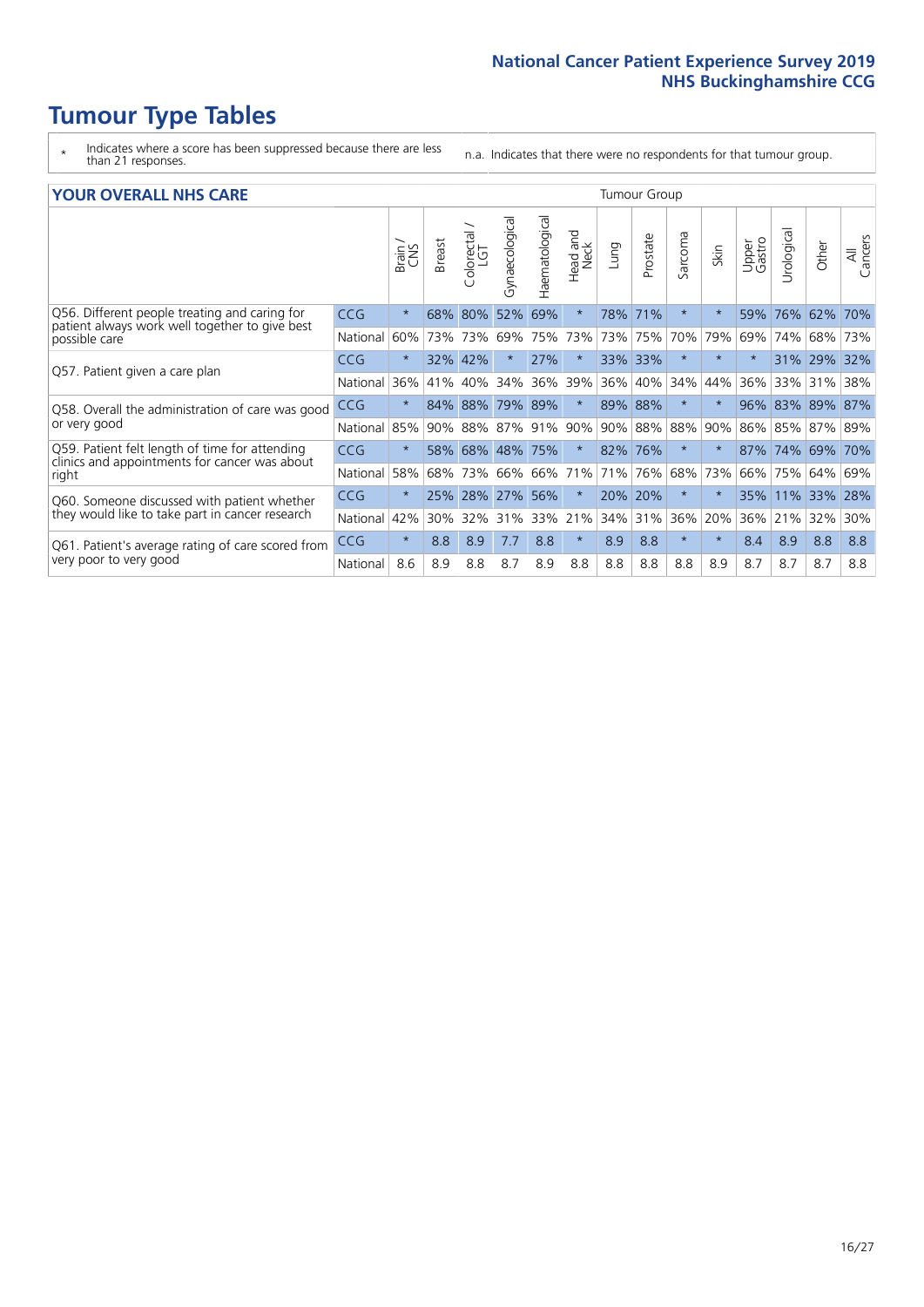# Tumour Type Tables

- \* Indicates where a score has been suppressed because there are less than 21 responses.
- n.a. Indicates that there were no respondents for that tumour group.

## YOUR OVERALL NHS CARE

| | | Brain / CNS | Breast | Colorectal / LGT | Gynaecological | Haematological | Head and Neck | Lung | Prostate | Sarcoma | Skin | Upper Gastro | Urological | Other | All Cancers |
|---|---|---|---|---|---|---|---|---|---|---|---|---|---|---|---|
| Q56. Different people treating and caring for patient always work well together to give best possible care | CCG | * | 68% | 80% | 52% | 69% | * | 78% | 71% | * | * | 59% | 76% | 62% | 70% |
| | National | 60% | 73% | 73% | 69% | 75% | 73% | 73% | 75% | 70% | 79% | 69% | 74% | 68% | 73% |
| Q57. Patient given a care plan | CCG | * | 32% | 42% | * | 27% | * | 33% | 33% | * | * | * | 31% | 29% | 32% |
| | National | 36% | 41% | 40% | 34% | 36% | 39% | 36% | 40% | 34% | 44% | 36% | 33% | 31% | 38% |
| Q58. Overall the administration of care was good or very good | CCG | * | 84% | 88% | 79% | 89% | * | 89% | 88% | * | * | 96% | 83% | 89% | 87% |
| | National | 85% | 90% | 88% | 87% | 91% | 90% | 90% | 88% | 88% | 90% | 86% | 85% | 87% | 89% |
| Q59. Patient felt length of time for attending clinics and appointments for cancer was about right | CCG | * | 58% | 68% | 48% | 75% | * | 82% | 76% | * | * | 87% | 74% | 69% | 70% |
| | National | 58% | 68% | 73% | 66% | 66% | 71% | 71% | 76% | 68% | 73% | 66% | 75% | 64% | 69% |
| Q60. Someone discussed with patient whether they would like to take part in cancer research | CCG | * | 25% | 28% | 27% | 56% | * | 20% | 20% | * | * | 35% | 11% | 33% | 28% |
| | National | 42% | 30% | 32% | 31% | 33% | 21% | 34% | 31% | 36% | 20% | 36% | 21% | 32% | 30% |
| Q61. Patient's average rating of care scored from very poor to very good | CCG | * | 8.8 | 8.9 | 7.7 | 8.8 | * | 8.9 | 8.8 | * | * | 8.4 | 8.9 | 8.8 | 8.8 |
| | National | 8.6 | 8.9 | 8.8 | 8.7 | 8.9 | 8.8 | 8.8 | 8.8 | 8.8 | 8.9 | 8.7 | 8.7 | 8.7 | 8.8 |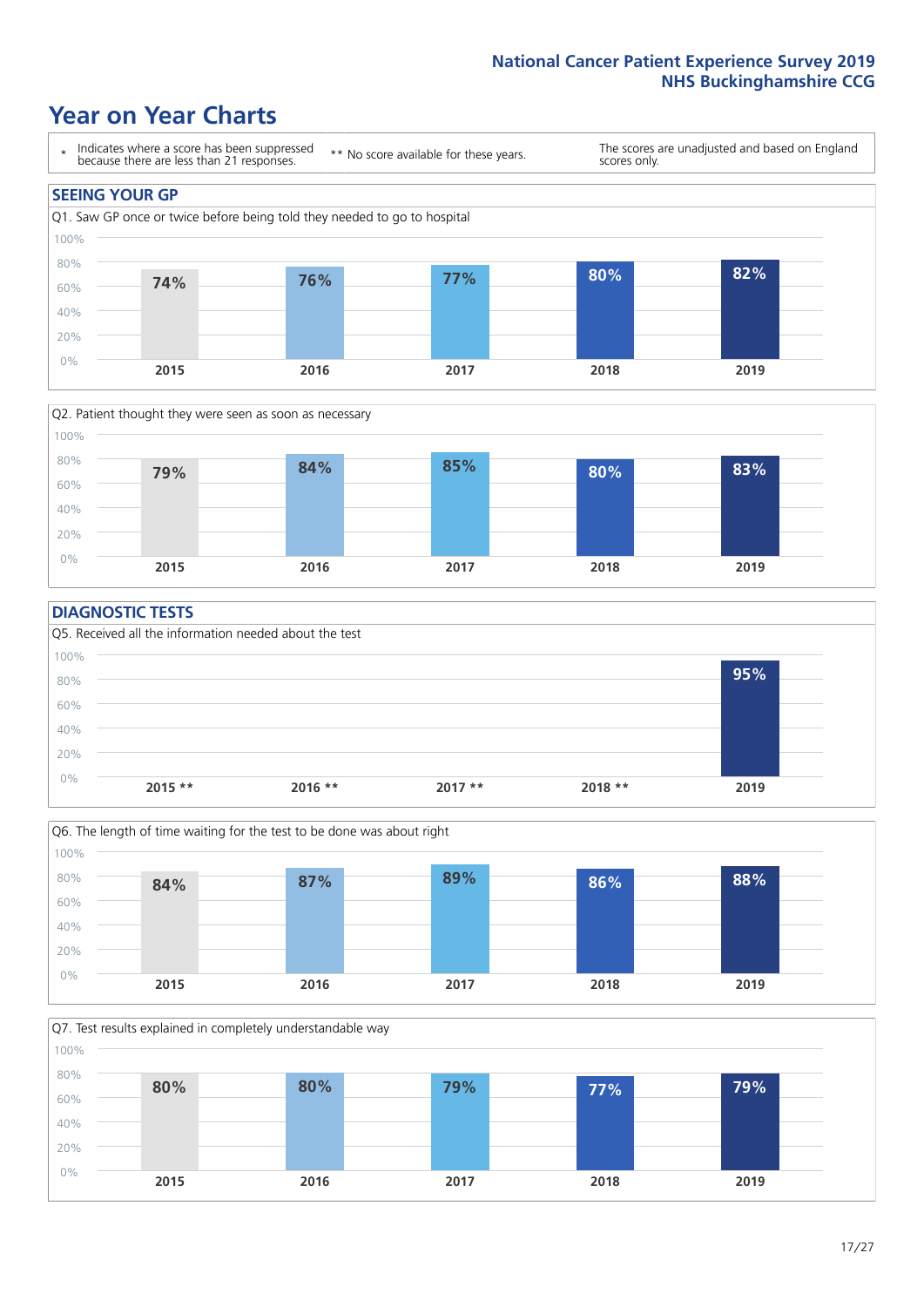National Cancer Patient Experience Survey 2019
NHS Buckinghamshire CCG

# Year on Year Charts

\* Indicates where a score has been suppressed because there are less than 21 responses.

\*\* No score available for these years.

The scores are unadjusted and based on England scores only.

## SEEING YOUR GP

Q1. Saw GP once or twice before being told they needed to go to hospital

| 2015 | 2016 | 2017 | 2018 | 2019 |
|---|---|---|---|---|
| 74% | 76% | 77% | 80% | 82% |

Q2. Patient thought they were seen as soon as necessary

| 2015 | 2016 | 2017 | 2018 | 2019 |
|---|---|---|---|---|
| 79% | 84% | 85% | 80% | 83% |

## DIAGNOSTIC TESTS

Q5. Received all the information needed about the test

| 2015 ** | 2016 ** | 2017 ** | 2018 ** | 2019 |
|---|---|---|---|---|
| | | | | 95% |

Q6. The length of time waiting for the test to be done was about right

| 2015 | 2016 | 2017 | 2018 | 2019 |
|---|---|---|---|---|
| 84% | 87% | 89% | 86% | 88% |

Q7. Test results explained in completely understandable way

| 2015 | 2016 | 2017 | 2018 | 2019 |
|---|---|---|---|---|
| 80% | 80% | 79% | 77% | 79% |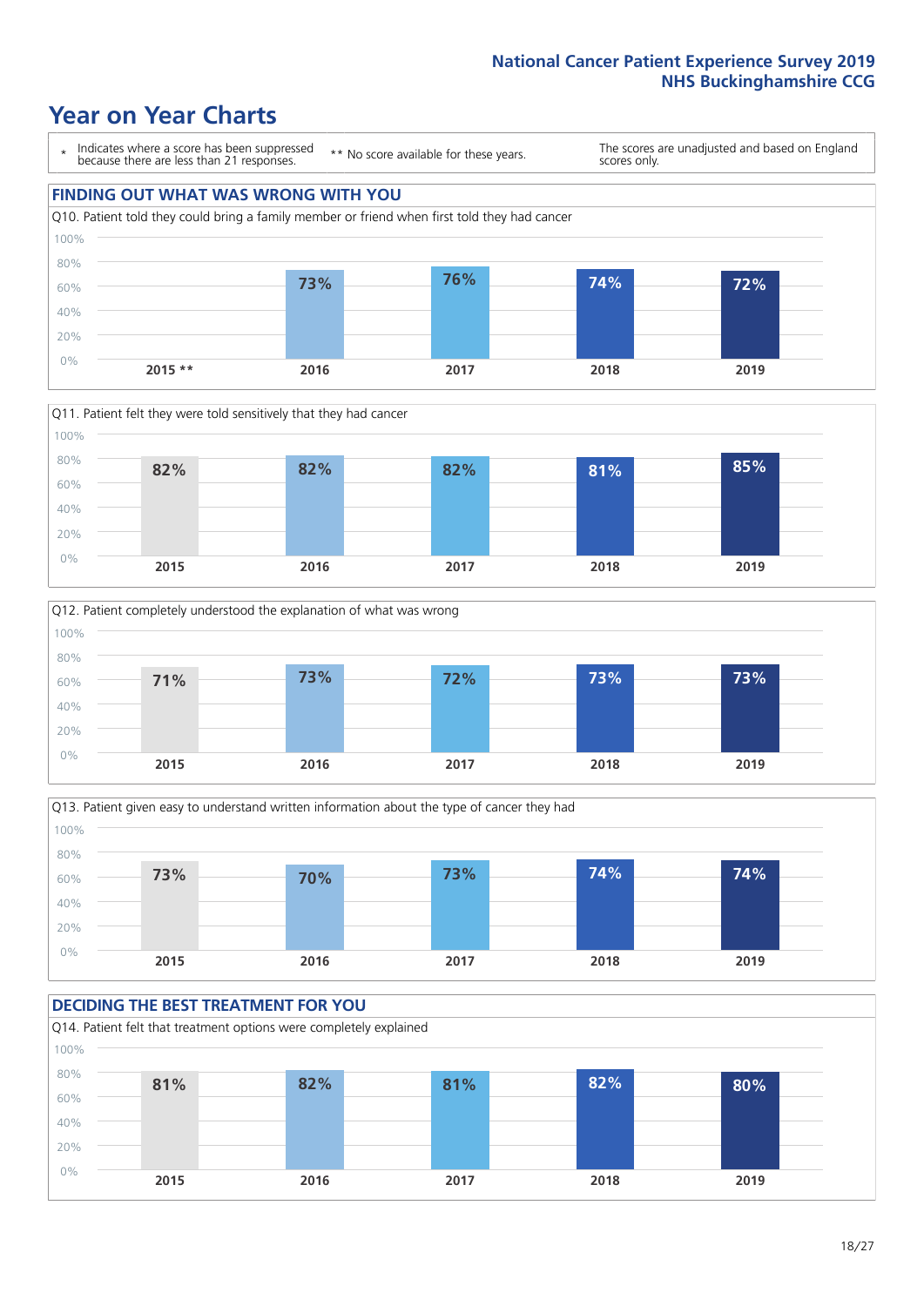## Year on Year Charts

| * Indicates where a score has been suppressed because there are less than 21 responses. | ** No score available for these years. | The scores are unadjusted and based on England scores only. |
|---|---|---|

### FINDING OUT WHAT WAS WRONG WITH YOU

Q10. Patient told they could bring a family member or friend when first told they had cancer

| 2015 ** | 2016 | 2017 | 2018 | 2019 |
|---|---|---|---|---|
| | 73% | 76% | 74% | 72% |

Q11. Patient felt they were told sensitively that they had cancer

| 2015 | 2016 | 2017 | 2018 | 2019 |
|---|---|---|---|---|
| 82% | 82% | 82% | 81% | 85% |

Q12. Patient completely understood the explanation of what was wrong

| 2015 | 2016 | 2017 | 2018 | 2019 |
|---|---|---|---|---|
| 71% | 73% | 72% | 73% | 73% |

Q13. Patient given easy to understand written information about the type of cancer they had

| 2015 | 2016 | 2017 | 2018 | 2019 |
|---|---|---|---|---|
| 73% | 70% | 73% | 74% | 74% |

### DECIDING THE BEST TREATMENT FOR YOU

Q14. Patient felt that treatment options were completely explained

| 2015 | 2016 | 2017 | 2018 | 2019 |
|---|---|---|---|---|
| 81% | 82% | 81% | 82% | 80% |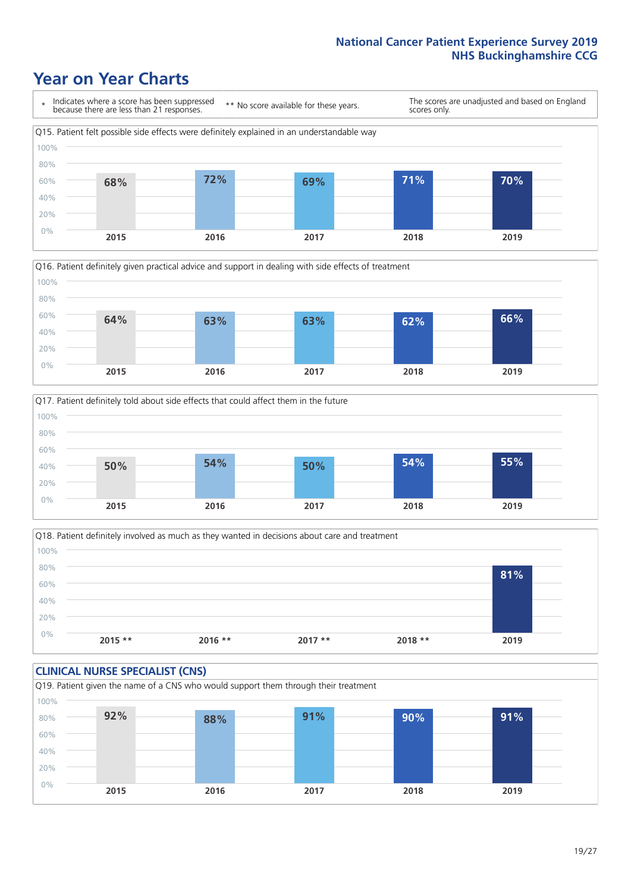# Year on Year Charts

\* Indicates where a score has been suppressed because there are less than 21 responses.

** No score available for these years.

The scores are unadjusted and based on England scores only.

Q15. Patient felt possible side effects were definitely explained in an understandable way

| 2015 | 2016 | 2017 | 2018 | 2019 |
|---|---|---|---|---|
| 68% | 72% | 69% | 71% | 70% |

Q16. Patient definitely given practical advice and support in dealing with side effects of treatment

| 2015 | 2016 | 2017 | 2018 | 2019 |
|---|---|---|---|---|
| 64% | 63% | 63% | 62% | 66% |

Q17. Patient definitely told about side effects that could affect them in the future

| 2015 | 2016 | 2017 | 2018 | 2019 |
|---|---|---|---|---|
| 50% | 54% | 50% | 54% | 55% |

Q18. Patient definitely involved as much as they wanted in decisions about care and treatment

| 2015 ** | 2016 ** | 2017 ** | 2018 ** | 2019 |
|---|---|---|---|---|
| | | | | 81% |

## CLINICAL NURSE SPECIALIST (CNS)

Q19. Patient given the name of a CNS who would support them through their treatment

| 2015 | 2016 | 2017 | 2018 | 2019 |
|---|---|---|---|---|
| 92% | 88% | 91% | 90% | 91% |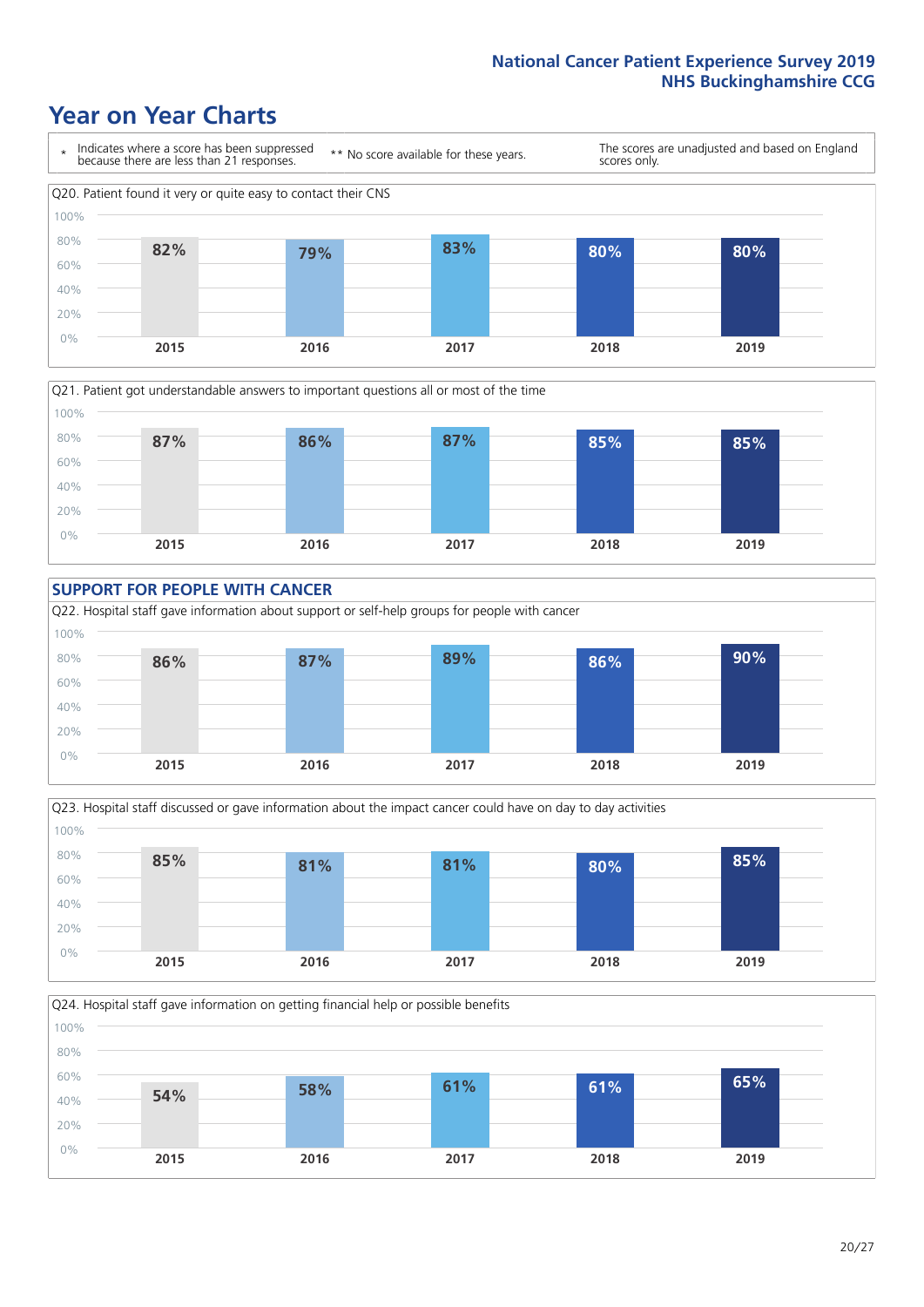# Year on Year Charts

\* Indicates where a score has been suppressed because there are less than 21 responses.

** No score available for these years.

The scores are unadjusted and based on England scores only.

Q20. Patient found it very or quite easy to contact their CNS

| 2015 | 2016 | 2017 | 2018 | 2019 |
|---|---|---|---|---|
| 82% | 79% | 83% | 80% | 80% |

Q21. Patient got understandable answers to important questions all or most of the time

| 2015 | 2016 | 2017 | 2018 | 2019 |
|---|---|---|---|---|
| 87% | 86% | 87% | 85% | 85% |

## SUPPORT FOR PEOPLE WITH CANCER

Q22. Hospital staff gave information about support or self-help groups for people with cancer

| 2015 | 2016 | 2017 | 2018 | 2019 |
|---|---|---|---|---|
| 86% | 87% | 89% | 86% | 90% |

Q23. Hospital staff discussed or gave information about the impact cancer could have on day to day activities

| 2015 | 2016 | 2017 | 2018 | 2019 |
|---|---|---|---|---|
| 85% | 81% | 81% | 80% | 85% |

Q24. Hospital staff gave information on getting financial help or possible benefits

| 2015 | 2016 | 2017 | 2018 | 2019 |
|---|---|---|---|---|
| 54% | 58% | 61% | 61% | 65% |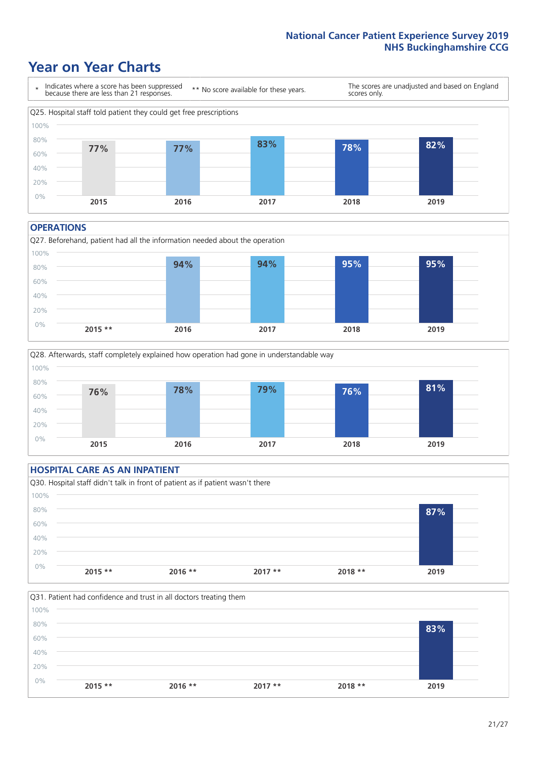# Year on Year Charts

\* Indicates where a score has been suppressed because there are less than 21 responses.

** No score available for these years.

The scores are unadjusted and based on England scores only.

Q25. Hospital staff told patient they could get free prescriptions

| 2015 | 2016 | 2017 | 2018 | 2019 |
|---|---|---|---|---|
| 77% | 77% | 83% | 78% | 82% |

## OPERATIONS

Q27. Beforehand, patient had all the information needed about the operation

| 2015 ** | 2016 | 2017 | 2018 | 2019 |
|---|---|---|---|---|
| | 94% | 94% | 95% | 95% |

Q28. Afterwards, staff completely explained how operation had gone in understandable way

| 2015 | 2016 | 2017 | 2018 | 2019 |
|---|---|---|---|---|
| 76% | 78% | 79% | 76% | 81% |

## HOSPITAL CARE AS AN INPATIENT

Q30. Hospital staff didn't talk in front of patient as if patient wasn't there

| 2015 ** | 2016 ** | 2017 ** | 2018 ** | 2019 |
|---|---|---|---|---|
| | | | | 87% |

Q31. Patient had confidence and trust in all doctors treating them

| 2015 ** | 2016 ** | 2017 ** | 2018 ** | 2019 |
|---|---|---|---|---|
| | | | | 83% |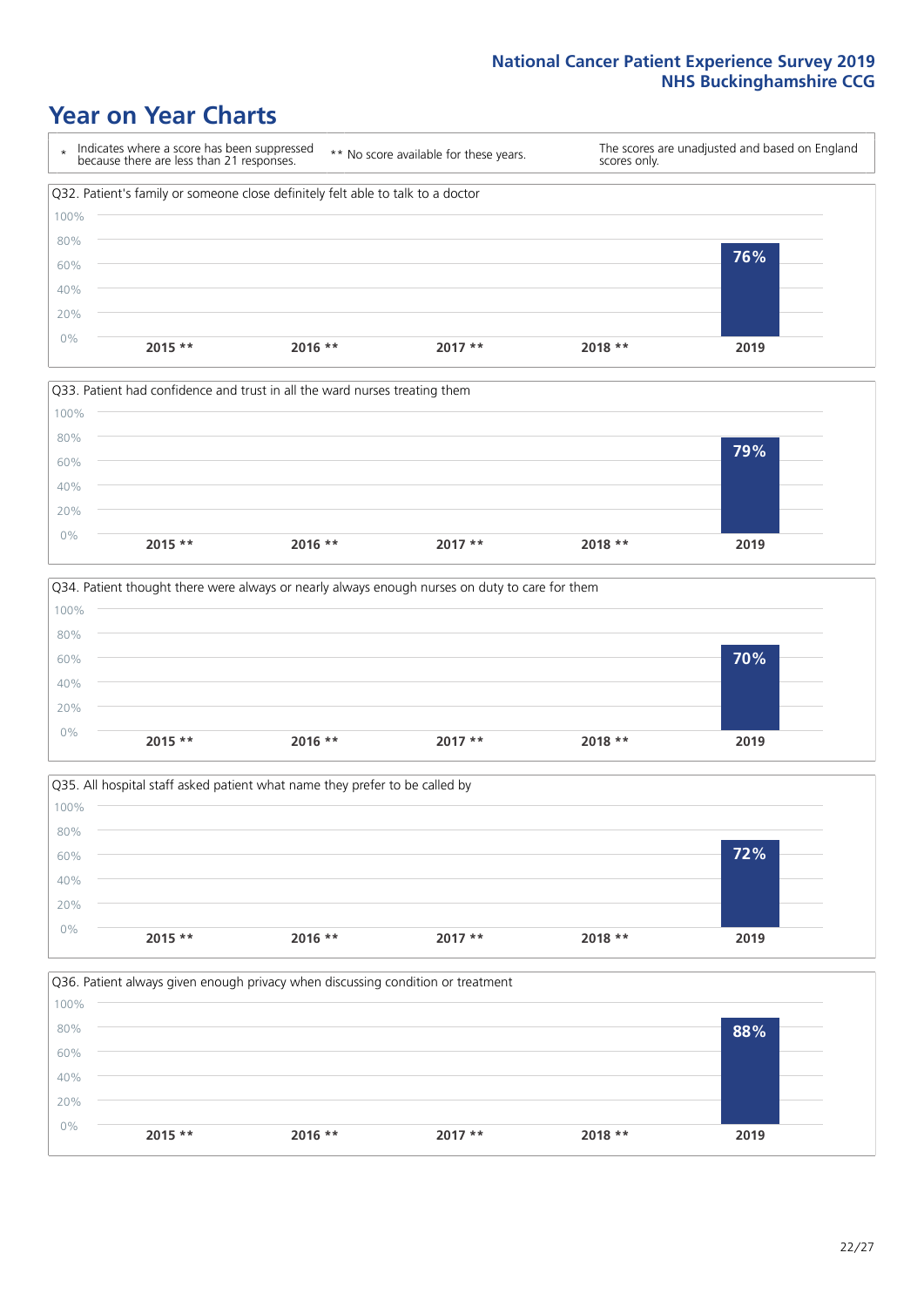# Year on Year Charts

\* Indicates where a score has been suppressed because there are less than 21 responses.

** No score available for these years.

The scores are unadjusted and based on England scores only.

Q32. Patient's family or someone close definitely felt able to talk to a doctor

| 2015 ** | 2016 ** | 2017 ** | 2018 ** | 2019 |
|---|---|---|---|---|
| | | | | 76% |

Q33. Patient had confidence and trust in all the ward nurses treating them

| 2015 ** | 2016 ** | 2017 ** | 2018 ** | 2019 |
|---|---|---|---|---|
| | | | | 79% |

Q34. Patient thought there were always or nearly always enough nurses on duty to care for them

| 2015 ** | 2016 ** | 2017 ** | 2018 ** | 2019 |
|---|---|---|---|---|
| | | | | 70% |

Q35. All hospital staff asked patient what name they prefer to be called by

| 2015 ** | 2016 ** | 2017 ** | 2018 ** | 2019 |
|---|---|---|---|---|
| | | | | 72% |

Q36. Patient always given enough privacy when discussing condition or treatment

| 2015 ** | 2016 ** | 2017 ** | 2018 ** | 2019 |
|---|---|---|---|---|
| | | | | 88% |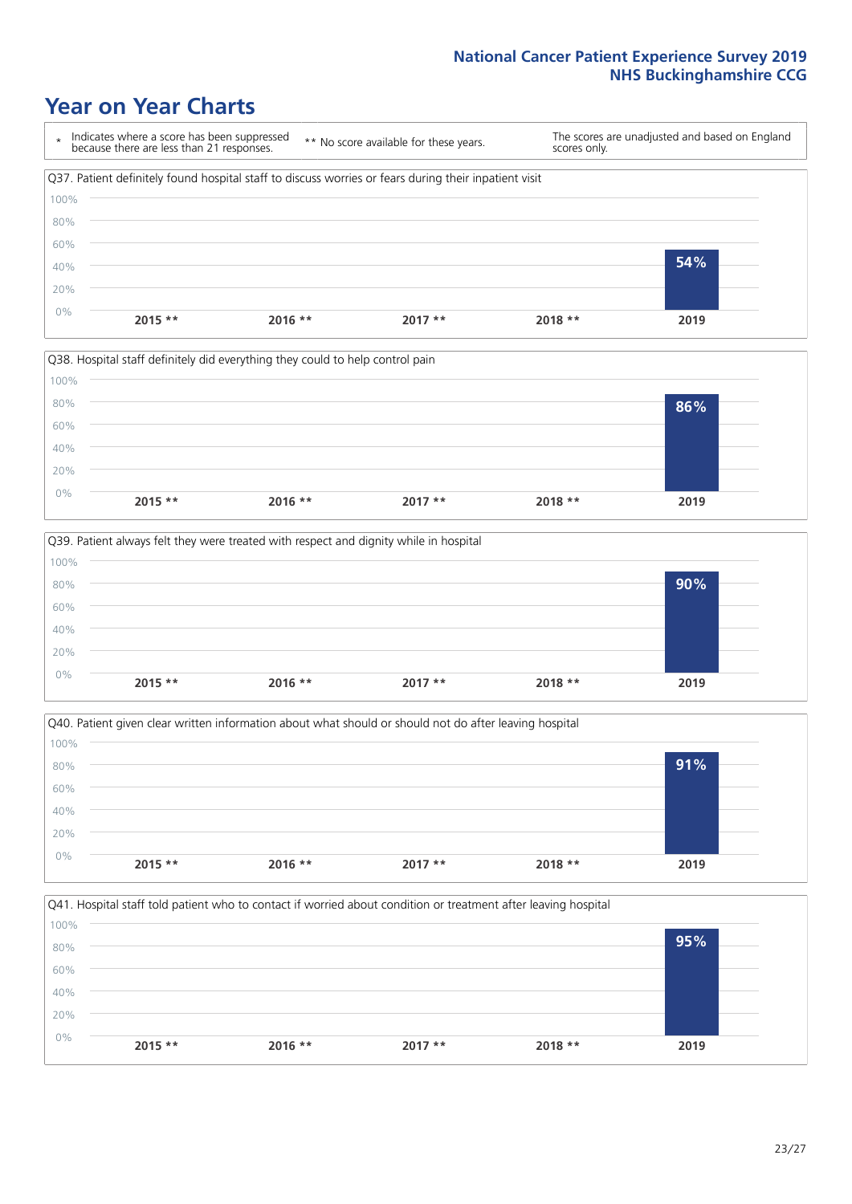# Year on Year Charts

\* Indicates where a score has been suppressed because there are less than 21 responses.

** No score available for these years.

The scores are unadjusted and based on England scores only.

Q37. Patient definitely found hospital staff to discuss worries or fears during their inpatient visit

| 2015 ** | 2016 ** | 2017 ** | 2018 ** | 2019 |
|---|---|---|---|---|
| | | | | 54% |

Q38. Hospital staff definitely did everything they could to help control pain

| 2015 ** | 2016 ** | 2017 ** | 2018 ** | 2019 |
|---|---|---|---|---|
| | | | | 86% |

Q39. Patient always felt they were treated with respect and dignity while in hospital

| 2015 ** | 2016 ** | 2017 ** | 2018 ** | 2019 |
|---|---|---|---|---|
| | | | | 90% |

Q40. Patient given clear written information about what should or should not do after leaving hospital

| 2015 ** | 2016 ** | 2017 ** | 2018 ** | 2019 |
|---|---|---|---|---|
| | | | | 91% |

Q41. Hospital staff told patient who to contact if worried about condition or treatment after leaving hospital

| 2015 ** | 2016 ** | 2017 ** | 2018 ** | 2019 |
|---|---|---|---|---|
| | | | | 95% |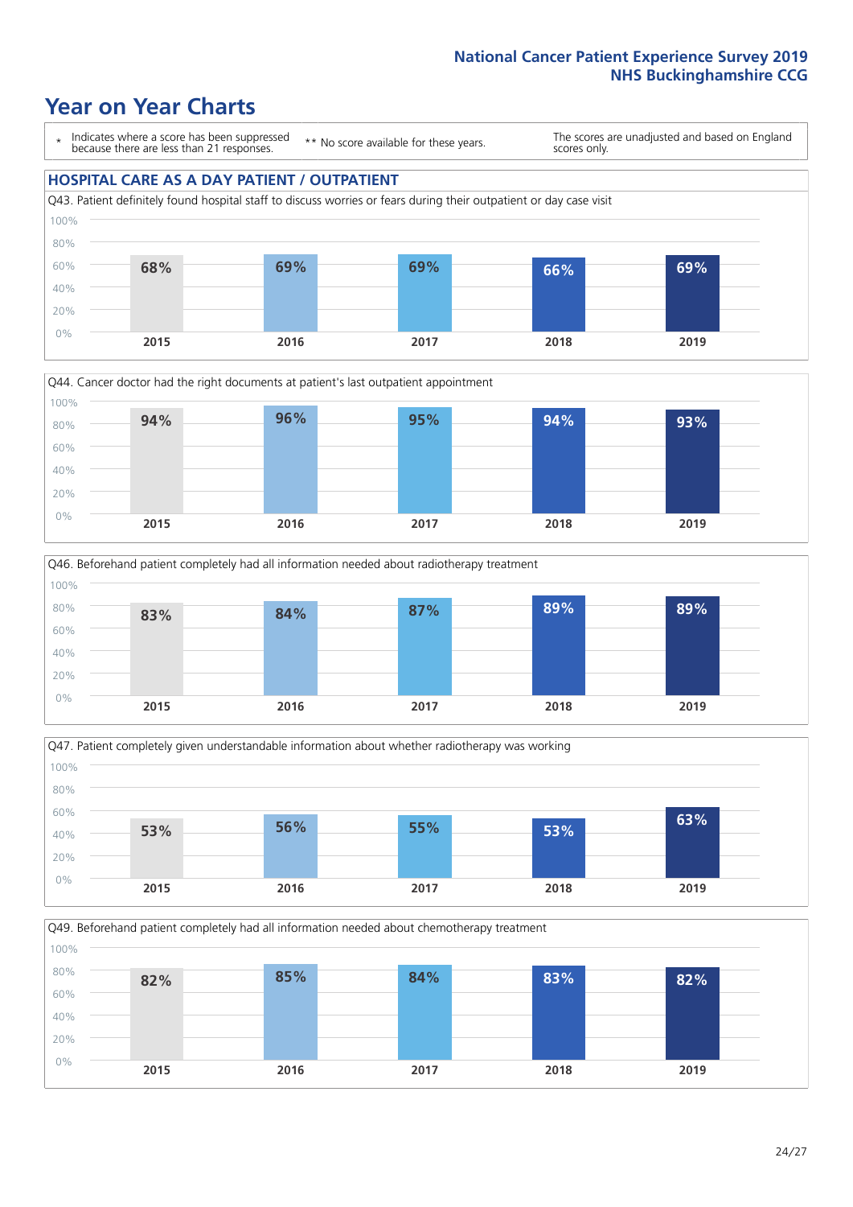# Year on Year Charts

\* Indicates where a score has been suppressed because there are less than 21 responses.

\*\* No score available for these years.

The scores are unadjusted and based on England scores only.

## HOSPITAL CARE AS A DAY PATIENT / OUTPATIENT

Q43. Patient definitely found hospital staff to discuss worries or fears during their outpatient or day case visit

| 2015 | 2016 | 2017 | 2018 | 2019 |
|---|---|---|---|---|
| 68% | 69% | 69% | 66% | 69% |

Q44. Cancer doctor had the right documents at patient's last outpatient appointment

| 2015 | 2016 | 2017 | 2018 | 2019 |
|---|---|---|---|---|
| 94% | 96% | 95% | 94% | 93% |

Q46. Beforehand patient completely had all information needed about radiotherapy treatment

| 2015 | 2016 | 2017 | 2018 | 2019 |
|---|---|---|---|---|
| 83% | 84% | 87% | 89% | 89% |

Q47. Patient completely given understandable information about whether radiotherapy was working

| 2015 | 2016 | 2017 | 2018 | 2019 |
|---|---|---|---|---|
| 53% | 56% | 55% | 53% | 63% |

Q49. Beforehand patient completely had all information needed about chemotherapy treatment

| 2015 | 2016 | 2017 | 2018 | 2019 |
|---|---|---|---|---|
| 82% | 85% | 84% | 83% | 82% |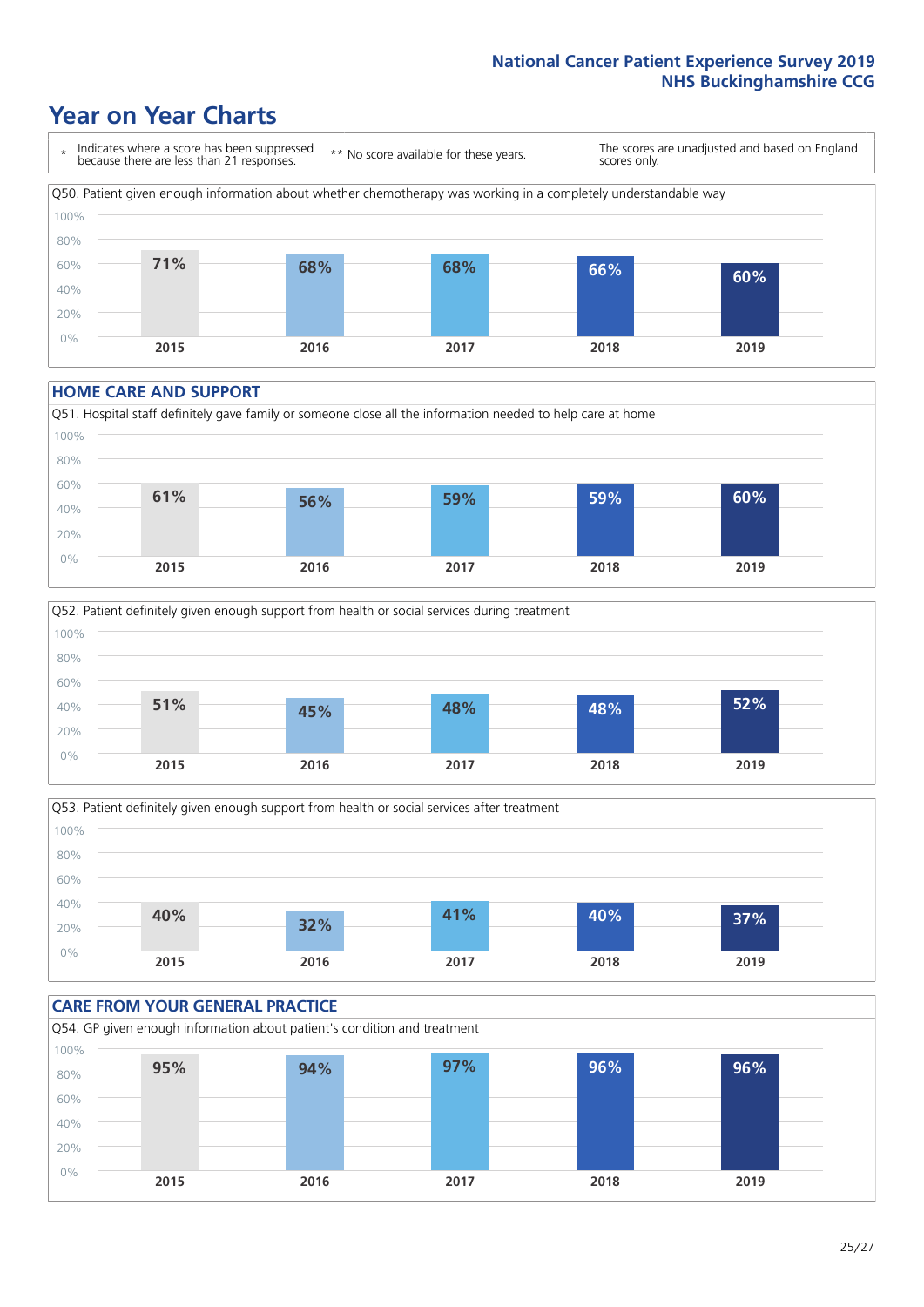# Year on Year Charts

\* Indicates where a score has been suppressed because there are less than 21 responses.

** No score available for these years.

The scores are unadjusted and based on England scores only.

Q50. Patient given enough information about whether chemotherapy was working in a completely understandable way

| 2015 | 2016 | 2017 | 2018 | 2019 |
|---|---|---|---|---|
| 71% | 68% | 68% | 66% | 60% |

## HOME CARE AND SUPPORT

Q51. Hospital staff definitely gave family or someone close all the information needed to help care at home

| 2015 | 2016 | 2017 | 2018 | 2019 |
|---|---|---|---|---|
| 61% | 56% | 59% | 59% | 60% |

Q52. Patient definitely given enough support from health or social services during treatment

| 2015 | 2016 | 2017 | 2018 | 2019 |
|---|---|---|---|---|
| 51% | 45% | 48% | 48% | 52% |

Q53. Patient definitely given enough support from health or social services after treatment

| 2015 | 2016 | 2017 | 2018 | 2019 |
|---|---|---|---|---|
| 40% | 32% | 41% | 40% | 37% |

## CARE FROM YOUR GENERAL PRACTICE

Q54. GP given enough information about patient's condition and treatment

| 2015 | 2016 | 2017 | 2018 | 2019 |
|---|---|---|---|---|
| 95% | 94% | 97% | 96% | 96% |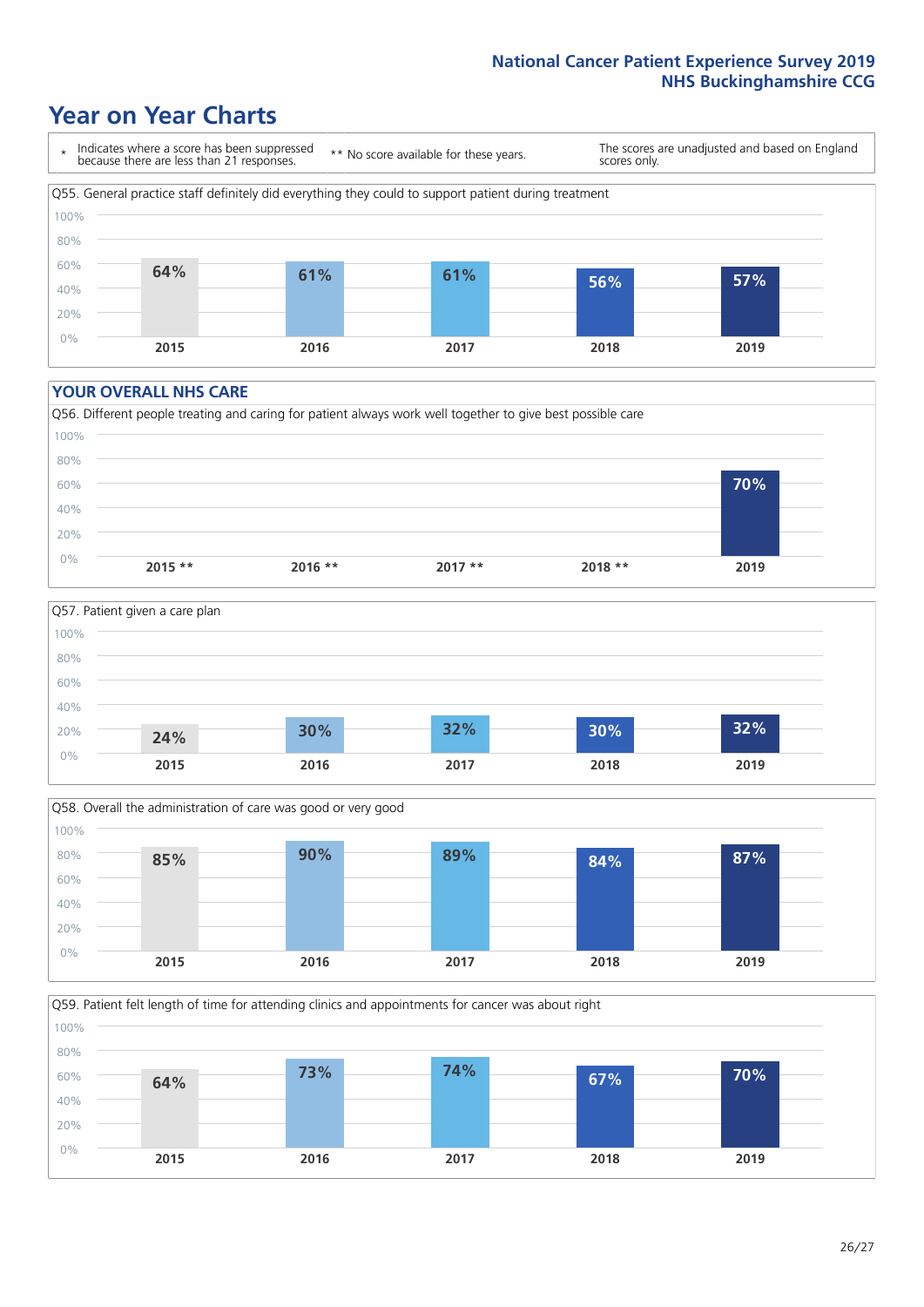# Year on Year Charts

\* Indicates where a score has been suppressed because there are less than 21 responses.

\*\* No score available for these years.

The scores are unadjusted and based on England scores only.

Q55. General practice staff definitely did everything they could to support patient during treatment

| 2015 | 2016 | 2017 | 2018 | 2019 |
|---|---|---|---|---|
| 64% | 61% | 61% | 56% | 57% |

## YOUR OVERALL NHS CARE

Q56. Different people treating and caring for patient always work well together to give best possible care

| 2015 ** | 2016 ** | 2017 ** | 2018 ** | 2019 |
|---|---|---|---|---|
| | | | | 70% |

Q57. Patient given a care plan

| 2015 | 2016 | 2017 | 2018 | 2019 |
|---|---|---|---|---|
| 24% | 30% | 32% | 30% | 32% |

Q58. Overall the administration of care was good or very good

| 2015 | 2016 | 2017 | 2018 | 2019 |
|---|---|---|---|---|
| 85% | 90% | 89% | 84% | 87% |

Q59. Patient felt length of time for attending clinics and appointments for cancer was about right

| 2015 | 2016 | 2017 | 2018 | 2019 |
|---|---|---|---|---|
| 64% | 73% | 74% | 67% | 70% |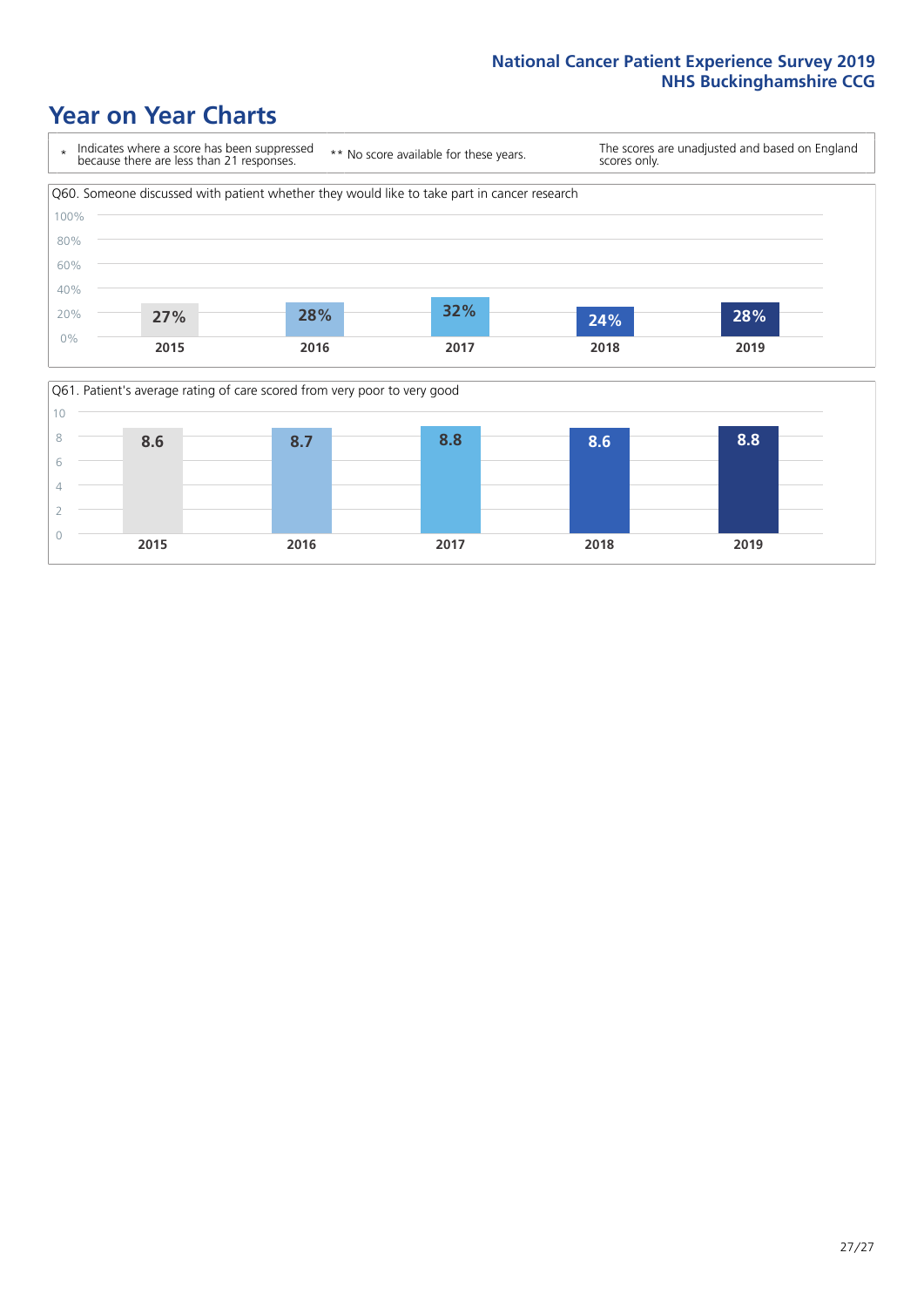# Year on Year Charts

\* Indicates where a score has been suppressed because there are less than 21 responses.

** No score available for these years.

The scores are unadjusted and based on England scores only.

Q60. Someone discussed with patient whether they would like to take part in cancer research

100%
80%
60%
40%
20%
0%

27% 28% 32% 24% 28%

2015 2016 2017 2018 2019

Q61. Patient's average rating of care scored from very poor to very good

10
8
6
4
2
0

8.6 8.7 8.8 8.6 8.8

2015 2016 2017 2018 2019